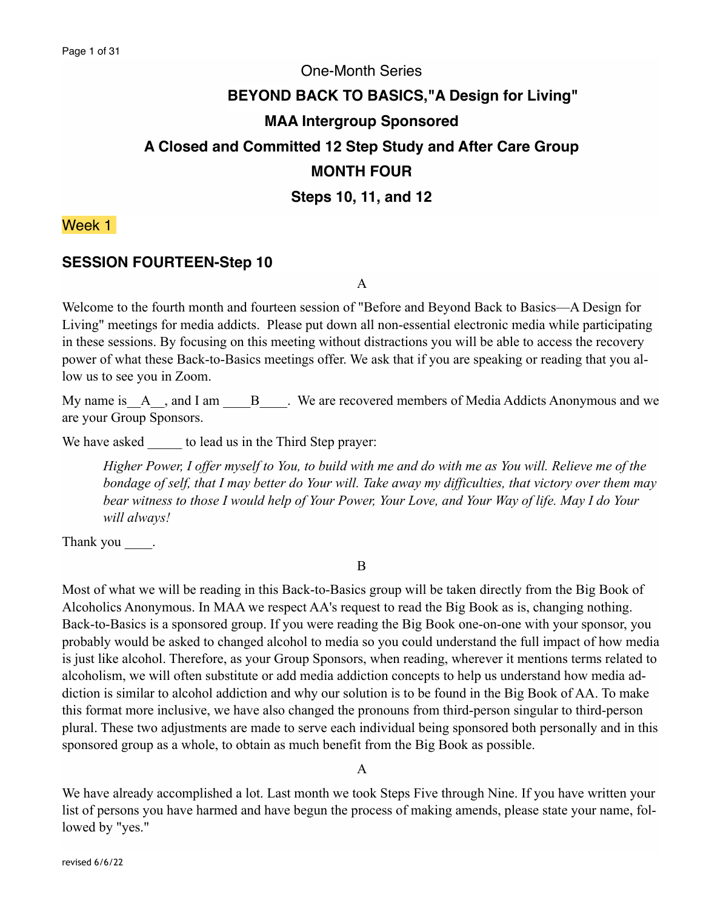One-Month Series

**BEYOND BACK TO BASICS,"A Design for Living"**

**MAA Intergroup Sponsored**

**A Closed and Committed 12 Step Study and After Care Group**

**MONTH FOUR**

**Steps 10, 11, and 12**

Week 1

## SESSION FOURTEEN-Step 10

A

Welcome to the fourth month and fourteen session of "Before and Beyond Back to Basics—A Design for Living" meetings for media addicts. Please put down all non-essential electronic media while participating in these sessions. By focusing on this meeting without distractions you will be able to access the recovery power of what these Back-to-Basics meetings offer. We ask that if you are speaking or reading that you allow us to see you in Zoom.

My name is__A__, and I am ____B____. We are recovered members of Media Addicts Anonymous and we are your Group Sponsors.

We have asked _____ to lead us in the Third Step prayer:

> *Higher Power, I offer myself to You, to build with me and do with me as You will. Relieve me of the bondage of self, that I may better do Your will. Take away my difficulties, that victory over them may bear witness to those I would help of Your Power, Your Love, and Your Way of life. May I do Your will always!*

Thank you ____.

B

Most of what we will be reading in this Back-to-Basics group will be taken directly from the Big Book of Alcoholics Anonymous. In MAA we respect AA's request to read the Big Book as is, changing nothing. Back-to-Basics is a sponsored group. If you were reading the Big Book one-on-one with your sponsor, you probably would be asked to changed alcohol to media so you could understand the full impact of how media is just like alcohol. Therefore, as your Group Sponsors, when reading, wherever it mentions terms related to alcoholism, we will often substitute or add media addiction concepts to help us understand how media addiction is similar to alcohol addiction and why our solution is to be found in the Big Book of AA. To make this format more inclusive, we have also changed the pronouns from third-person singular to third-person plural. These two adjustments are made to serve each individual being sponsored both personally and in this sponsored group as a whole, to obtain as much benefit from the Big Book as possible.

A

We have already accomplished a lot. Last month we took Steps Five through Nine. If you have written your list of persons you have harmed and have begun the process of making amends, please state your name, followed by "yes."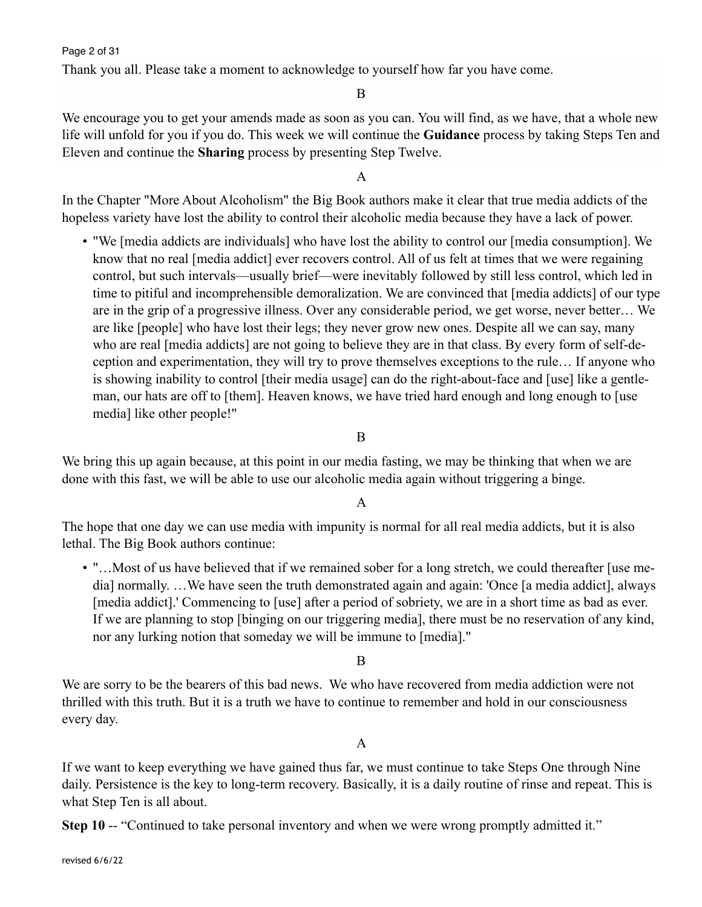Thank you all. Please take a moment to acknowledge to yourself how far you have come.

B

We encourage you to get your amends made as soon as you can. You will find, as we have, that a whole new life will unfold for you if you do. This week we will continue the **Guidance** process by taking Steps Ten and Eleven and continue the **Sharing** process by presenting Step Twelve.

A

In the Chapter "More About Alcoholism" the Big Book authors make it clear that true media addicts of the hopeless variety have lost the ability to control their alcoholic media because they have a lack of power.

- "We [media addicts are individuals] who have lost the ability to control our [media consumption]. We know that no real [media addict] ever recovers control. All of us felt at times that we were regaining control, but such intervals—usually brief—were inevitably followed by still less control, which led in time to pitiful and incomprehensible demoralization. We are convinced that [media addicts] of our type are in the grip of a progressive illness. Over any considerable period, we get worse, never better… We are like [people] who have lost their legs; they never grow new ones. Despite all we can say, many who are real [media addicts] are not going to believe they are in that class. By every form of self-deception and experimentation, they will try to prove themselves exceptions to the rule… If anyone who is showing inability to control [their media usage] can do the right-about-face and [use] like a gentleman, our hats are off to [them]. Heaven knows, we have tried hard enough and long enough to [use media] like other people!"

B

We bring this up again because, at this point in our media fasting, we may be thinking that when we are done with this fast, we will be able to use our alcoholic media again without triggering a binge.

A

The hope that one day we can use media with impunity is normal for all real media addicts, but it is also lethal. The Big Book authors continue:

- "…Most of us have believed that if we remained sober for a long stretch, we could thereafter [use media] normally. …We have seen the truth demonstrated again and again: 'Once [a media addict], always [media addict].' Commencing to [use] after a period of sobriety, we are in a short time as bad as ever. If we are planning to stop [binging on our triggering media], there must be no reservation of any kind, nor any lurking notion that someday we will be immune to [media]."

B

We are sorry to be the bearers of this bad news. We who have recovered from media addiction were not thrilled with this truth. But it is a truth we have to continue to remember and hold in our consciousness every day.

A

If we want to keep everything we have gained thus far, we must continue to take Steps One through Nine daily. Persistence is the key to long-term recovery. Basically, it is a daily routine of rinse and repeat. This is what Step Ten is all about.

**Step 10** -- "Continued to take personal inventory and when we were wrong promptly admitted it."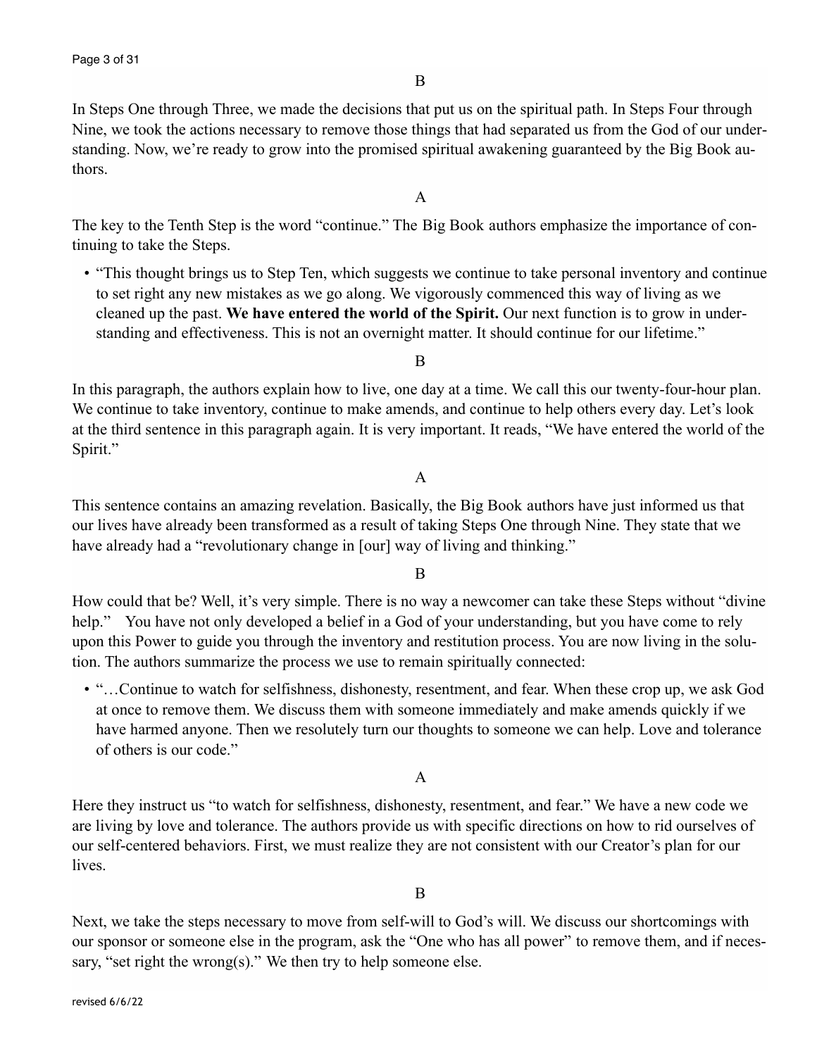B

In Steps One through Three, we made the decisions that put us on the spiritual path. In Steps Four through Nine, we took the actions necessary to remove those things that had separated us from the God of our understanding. Now, we're ready to grow into the promised spiritual awakening guaranteed by the Big Book authors.

A

The key to the Tenth Step is the word "continue." The Big Book authors emphasize the importance of continuing to take the Steps.

- "This thought brings us to Step Ten, which suggests we continue to take personal inventory and continue to set right any new mistakes as we go along. We vigorously commenced this way of living as we cleaned up the past. **We have entered the world of the Spirit.** Our next function is to grow in understanding and effectiveness. This is not an overnight matter. It should continue for our lifetime."

B

In this paragraph, the authors explain how to live, one day at a time. We call this our twenty-four-hour plan. We continue to take inventory, continue to make amends, and continue to help others every day. Let's look at the third sentence in this paragraph again. It is very important. It reads, "We have entered the world of the Spirit."

A

This sentence contains an amazing revelation. Basically, the Big Book authors have just informed us that our lives have already been transformed as a result of taking Steps One through Nine. They state that we have already had a "revolutionary change in [our] way of living and thinking."

B

How could that be? Well, it's very simple. There is no way a newcomer can take these Steps without "divine help." You have not only developed a belief in a God of your understanding, but you have come to rely upon this Power to guide you through the inventory and restitution process. You are now living in the solution. The authors summarize the process we use to remain spiritually connected:

- "…Continue to watch for selfishness, dishonesty, resentment, and fear. When these crop up, we ask God at once to remove them. We discuss them with someone immediately and make amends quickly if we have harmed anyone. Then we resolutely turn our thoughts to someone we can help. Love and tolerance of others is our code."

A

Here they instruct us "to watch for selfishness, dishonesty, resentment, and fear." We have a new code we are living by love and tolerance. The authors provide us with specific directions on how to rid ourselves of our self-centered behaviors. First, we must realize they are not consistent with our Creator's plan for our lives.

B

Next, we take the steps necessary to move from self-will to God's will. We discuss our shortcomings with our sponsor or someone else in the program, ask the "One who has all power" to remove them, and if necessary, "set right the wrong(s)." We then try to help someone else.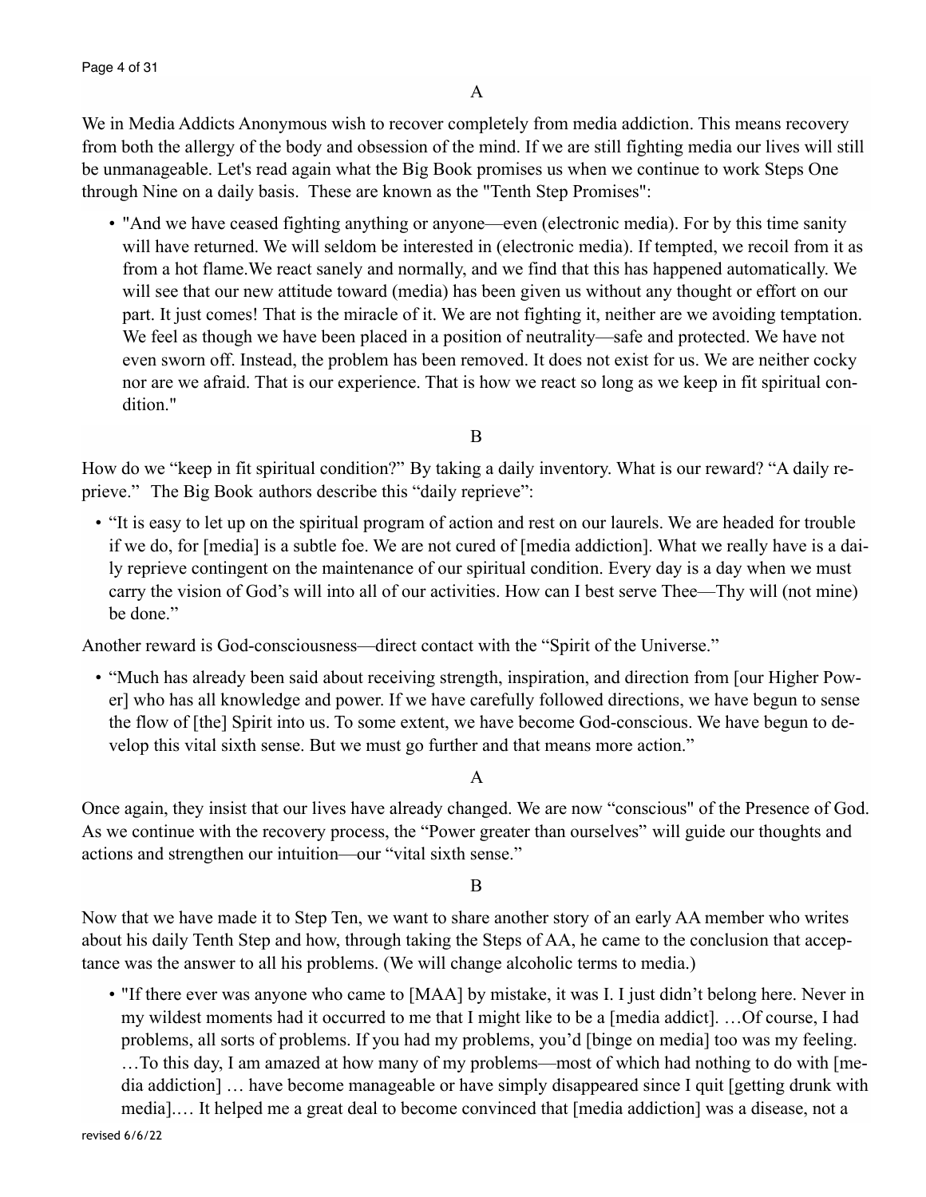A

We in Media Addicts Anonymous wish to recover completely from media addiction. This means recovery from both the allergy of the body and obsession of the mind. If we are still fighting media our lives will still be unmanageable. Let's read again what the Big Book promises us when we continue to work Steps One through Nine on a daily basis.  These are known as the "Tenth Step Promises":

- "And we have ceased fighting anything or anyone—even (electronic media). For by this time sanity will have returned. We will seldom be interested in (electronic media). If tempted, we recoil from it as from a hot flame.We react sanely and normally, and we find that this has happened automatically. We will see that our new attitude toward (media) has been given us without any thought or effort on our part. It just comes! That is the miracle of it. We are not fighting it, neither are we avoiding temptation. We feel as though we have been placed in a position of neutrality—safe and protected. We have not even sworn off. Instead, the problem has been removed. It does not exist for us. We are neither cocky nor are we afraid. That is our experience. That is how we react so long as we keep in fit spiritual condition."

B

How do we "keep in fit spiritual condition?" By taking a daily inventory. What is our reward? "A daily reprieve."  The Big Book authors describe this "daily reprieve":

- "It is easy to let up on the spiritual program of action and rest on our laurels. We are headed for trouble if we do, for [media] is a subtle foe. We are not cured of [media addiction]. What we really have is a daily reprieve contingent on the maintenance of our spiritual condition. Every day is a day when we must carry the vision of God's will into all of our activities. How can I best serve Thee—Thy will (not mine) be done."

Another reward is God-consciousness—direct contact with the "Spirit of the Universe."

- "Much has already been said about receiving strength, inspiration, and direction from [our Higher Power] who has all knowledge and power. If we have carefully followed directions, we have begun to sense the flow of [the] Spirit into us. To some extent, we have become God-conscious. We have begun to develop this vital sixth sense. But we must go further and that means more action."

A

Once again, they insist that our lives have already changed. We are now "conscious" of the Presence of God. As we continue with the recovery process, the "Power greater than ourselves" will guide our thoughts and actions and strengthen our intuition—our "vital sixth sense."

B

Now that we have made it to Step Ten, we want to share another story of an early AA member who writes about his daily Tenth Step and how, through taking the Steps of AA, he came to the conclusion that acceptance was the answer to all his problems. (We will change alcoholic terms to media.)

- "If there ever was anyone who came to [MAA] by mistake, it was I. I just didn't belong here. Never in my wildest moments had it occurred to me that I might like to be a [media addict]. …Of course, I had problems, all sorts of problems. If you had my problems, you'd [binge on media] too was my feeling. …To this day, I am amazed at how many of my problems—most of which had nothing to do with [media addiction] … have become manageable or have simply disappeared since I quit [getting drunk with media].… It helped me a great deal to become convinced that [media addiction] was a disease, not a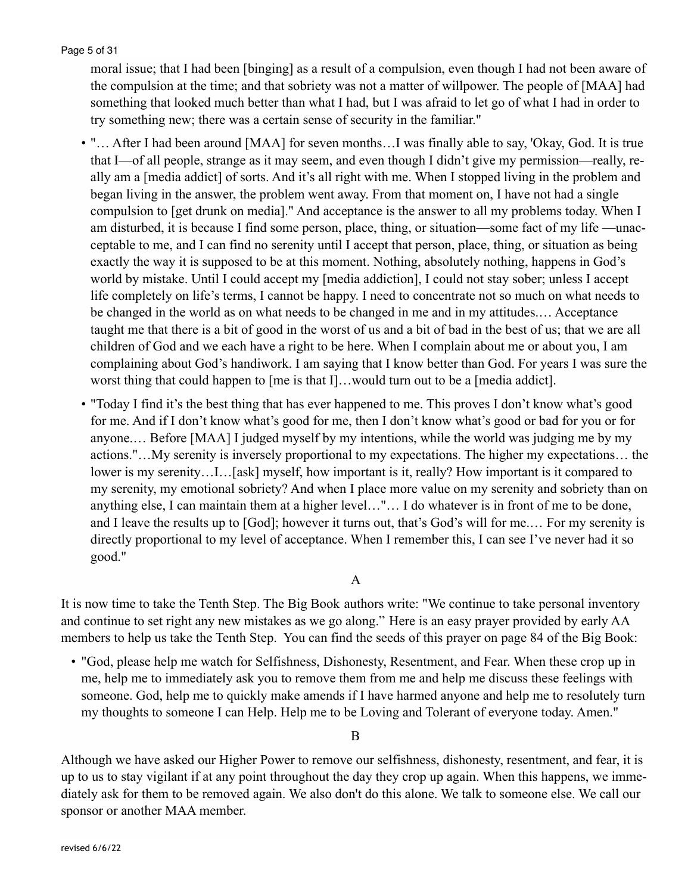moral issue; that I had been [binging] as a result of a compulsion, even though I had not been aware of the compulsion at the time; and that sobriety was not a matter of willpower. The people of [MAA] had something that looked much better than what I had, but I was afraid to let go of what I had in order to try something new; there was a certain sense of security in the familiar."

- "… After I had been around [MAA] for seven months…I was finally able to say, 'Okay, God. It is true that I—of all people, strange as it may seem, and even though I didn't give my permission—really, really am a [media addict] of sorts. And it's all right with me. When I stopped living in the problem and began living in the answer, the problem went away. From that moment on, I have not had a single compulsion to [get drunk on media]." And acceptance is the answer to all my problems today. When I am disturbed, it is because I find some person, place, thing, or situation—some fact of my life —unacceptable to me, and I can find no serenity until I accept that person, place, thing, or situation as being exactly the way it is supposed to be at this moment. Nothing, absolutely nothing, happens in God's world by mistake. Until I could accept my [media addiction], I could not stay sober; unless I accept life completely on life's terms, I cannot be happy. I need to concentrate not so much on what needs to be changed in the world as on what needs to be changed in me and in my attitudes.… Acceptance taught me that there is a bit of good in the worst of us and a bit of bad in the best of us; that we are all children of God and we each have a right to be here. When I complain about me or about you, I am complaining about God's handiwork. I am saying that I know better than God. For years I was sure the worst thing that could happen to [me is that I]…would turn out to be a [media addict].
- "Today I find it's the best thing that has ever happened to me. This proves I don't know what's good for me. And if I don't know what's good for me, then I don't know what's good or bad for you or for anyone.… Before [MAA] I judged myself by my intentions, while the world was judging me by my actions."…My serenity is inversely proportional to my expectations. The higher my expectations… the lower is my serenity…I…[ask] myself, how important is it, really? How important is it compared to my serenity, my emotional sobriety? And when I place more value on my serenity and sobriety than on anything else, I can maintain them at a higher level…"… I do whatever is in front of me to be done, and I leave the results up to [God]; however it turns out, that's God's will for me.… For my serenity is directly proportional to my level of acceptance. When I remember this, I can see I've never had it so good."

A

It is now time to take the Tenth Step. The Big Book authors write: "We continue to take personal inventory and continue to set right any new mistakes as we go along." Here is an easy prayer provided by early AA members to help us take the Tenth Step. You can find the seeds of this prayer on page 84 of the Big Book:

- "God, please help me watch for Selfishness, Dishonesty, Resentment, and Fear. When these crop up in me, help me to immediately ask you to remove them from me and help me discuss these feelings with someone. God, help me to quickly make amends if I have harmed anyone and help me to resolutely turn my thoughts to someone I can Help. Help me to be Loving and Tolerant of everyone today. Amen."

B

Although we have asked our Higher Power to remove our selfishness, dishonesty, resentment, and fear, it is up to us to stay vigilant if at any point throughout the day they crop up again. When this happens, we immediately ask for them to be removed again. We also don't do this alone. We talk to someone else. We call our sponsor or another MAA member.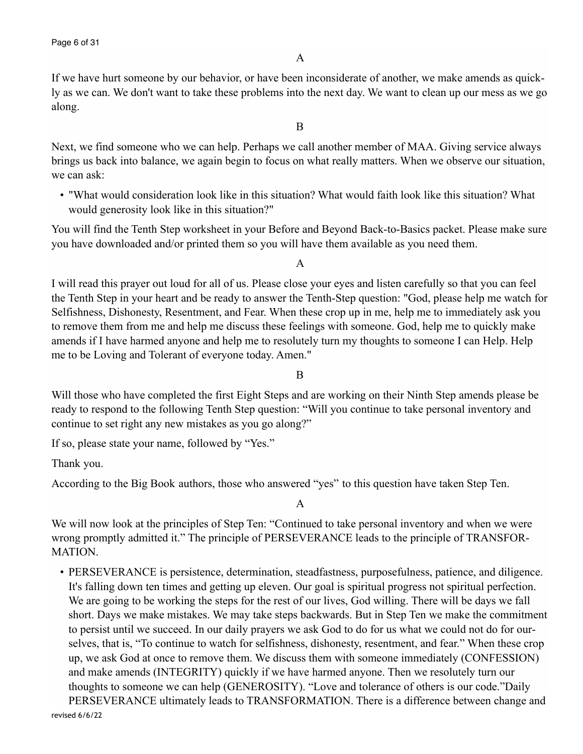A

If we have hurt someone by our behavior, or have been inconsiderate of another, we make amends as quickly as we can. We don't want to take these problems into the next day. We want to clean up our mess as we go along.

B

Next, we find someone who we can help. Perhaps we call another member of MAA. Giving service always brings us back into balance, we again begin to focus on what really matters. When we observe our situation, we can ask:

- "What would consideration look like in this situation? What would faith look like this situation? What would generosity look like in this situation?"

You will find the Tenth Step worksheet in your Before and Beyond Back-to-Basics packet. Please make sure you have downloaded and/or printed them so you will have them available as you need them.

A

I will read this prayer out loud for all of us. Please close your eyes and listen carefully so that you can feel the Tenth Step in your heart and be ready to answer the Tenth-Step question: "God, please help me watch for Selfishness, Dishonesty, Resentment, and Fear. When these crop up in me, help me to immediately ask you to remove them from me and help me discuss these feelings with someone. God, help me to quickly make amends if I have harmed anyone and help me to resolutely turn my thoughts to someone I can Help. Help me to be Loving and Tolerant of everyone today. Amen."

B

Will those who have completed the first Eight Steps and are working on their Ninth Step amends please be ready to respond to the following Tenth Step question: "Will you continue to take personal inventory and continue to set right any new mistakes as you go along?"

If so, please state your name, followed by "Yes."

Thank you.

According to the Big Book authors, those who answered "yes" to this question have taken Step Ten.

A

We will now look at the principles of Step Ten: "Continued to take personal inventory and when we were wrong promptly admitted it." The principle of PERSEVERANCE leads to the principle of TRANSFORMATION.

- PERSEVERANCE is persistence, determination, steadfastness, purposefulness, patience, and diligence. It's falling down ten times and getting up eleven. Our goal is spiritual progress not spiritual perfection. We are going to be working the steps for the rest of our lives, God willing. There will be days we fall short. Days we make mistakes. We may take steps backwards. But in Step Ten we make the commitment to persist until we succeed. In our daily prayers we ask God to do for us what we could not do for ourselves, that is, "To continue to watch for selfishness, dishonesty, resentment, and fear." When these crop up, we ask God at once to remove them. We discuss them with someone immediately (CONFESSION) and make amends (INTEGRITY) quickly if we have harmed anyone. Then we resolutely turn our thoughts to someone we can help (GENEROSITY). "Love and tolerance of others is our code."Daily PERSEVERANCE ultimately leads to TRANSFORMATION. There is a difference between change and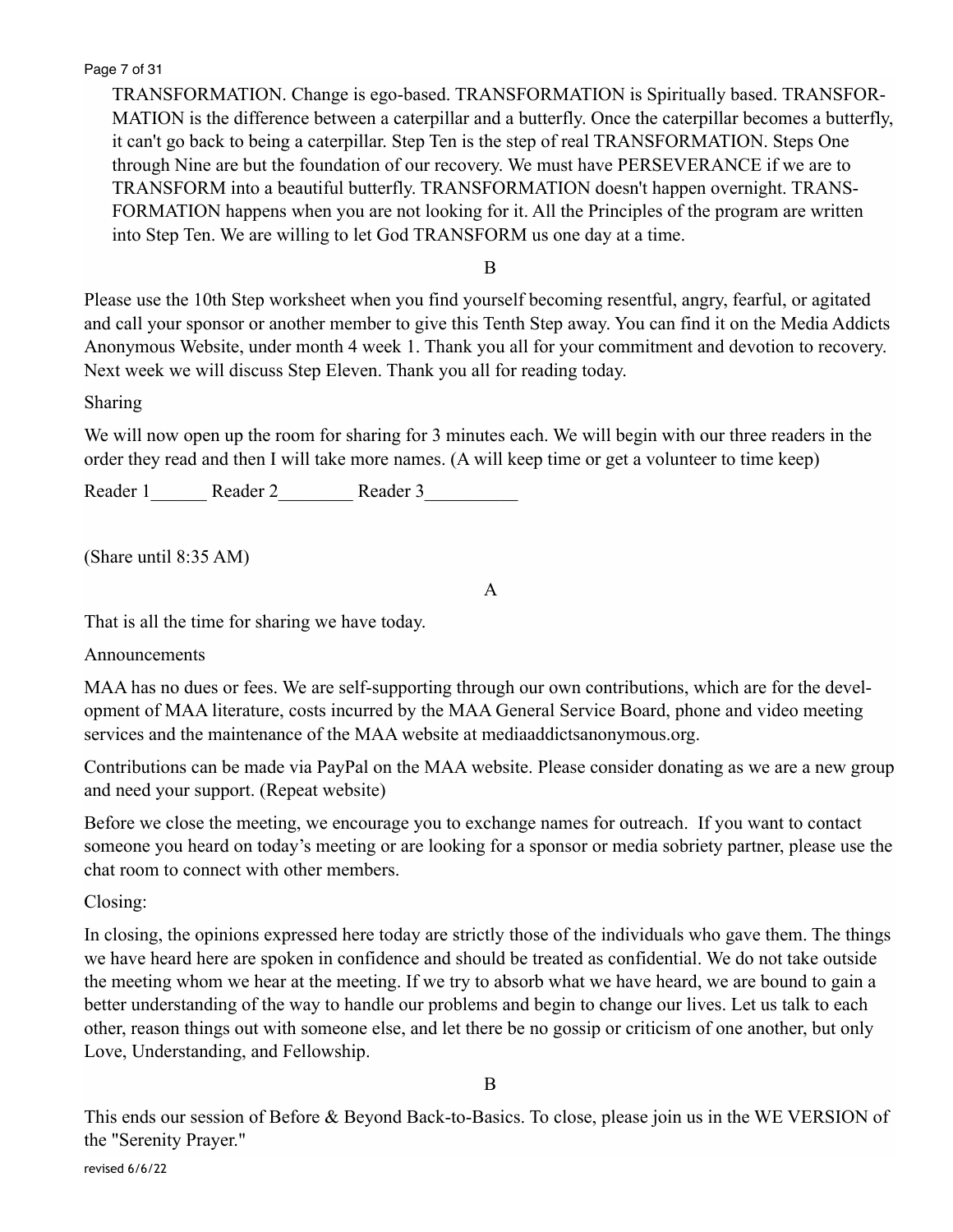TRANSFORMATION. Change is ego-based. TRANSFORMATION is Spiritually based. TRANSFORMATION is the difference between a caterpillar and a butterfly. Once the caterpillar becomes a butterfly, it can't go back to being a caterpillar. Step Ten is the step of real TRANSFORMATION. Steps One through Nine are but the foundation of our recovery. We must have PERSEVERANCE if we are to TRANSFORM into a beautiful butterfly. TRANSFORMATION doesn't happen overnight. TRANSFORMATION happens when you are not looking for it. All the Principles of the program are written into Step Ten. We are willing to let God TRANSFORM us one day at a time.

B

Please use the 10th Step worksheet when you find yourself becoming resentful, angry, fearful, or agitated and call your sponsor or another member to give this Tenth Step away. You can find it on the Media Addicts Anonymous Website, under month 4 week 1. Thank you all for your commitment and devotion to recovery. Next week we will discuss Step Eleven. Thank you all for reading today.

Sharing

We will now open up the room for sharing for 3 minutes each. We will begin with our three readers in the order they read and then I will take more names. (A will keep time or get a volunteer to time keep)

Reader 1\_\_\_\_\_\_ Reader 2\_\_\_\_\_\_\_\_ Reader 3\_\_\_\_\_\_\_\_\_\_

(Share until 8:35 AM)

A

That is all the time for sharing we have today.

Announcements

MAA has no dues or fees. We are self-supporting through our own contributions, which are for the development of MAA literature, costs incurred by the MAA General Service Board, phone and video meeting services and the maintenance of the MAA website at mediaaddictsanonymous.org.

Contributions can be made via PayPal on the MAA website. Please consider donating as we are a new group and need your support. (Repeat website)

Before we close the meeting, we encourage you to exchange names for outreach. If you want to contact someone you heard on today's meeting or are looking for a sponsor or media sobriety partner, please use the chat room to connect with other members.

Closing:

In closing, the opinions expressed here today are strictly those of the individuals who gave them. The things we have heard here are spoken in confidence and should be treated as confidential. We do not take outside the meeting whom we hear at the meeting. If we try to absorb what we have heard, we are bound to gain a better understanding of the way to handle our problems and begin to change our lives. Let us talk to each other, reason things out with someone else, and let there be no gossip or criticism of one another, but only Love, Understanding, and Fellowship.

B

This ends our session of Before & Beyond Back-to-Basics. To close, please join us in the WE VERSION of the "Serenity Prayer."

revised 6/6/22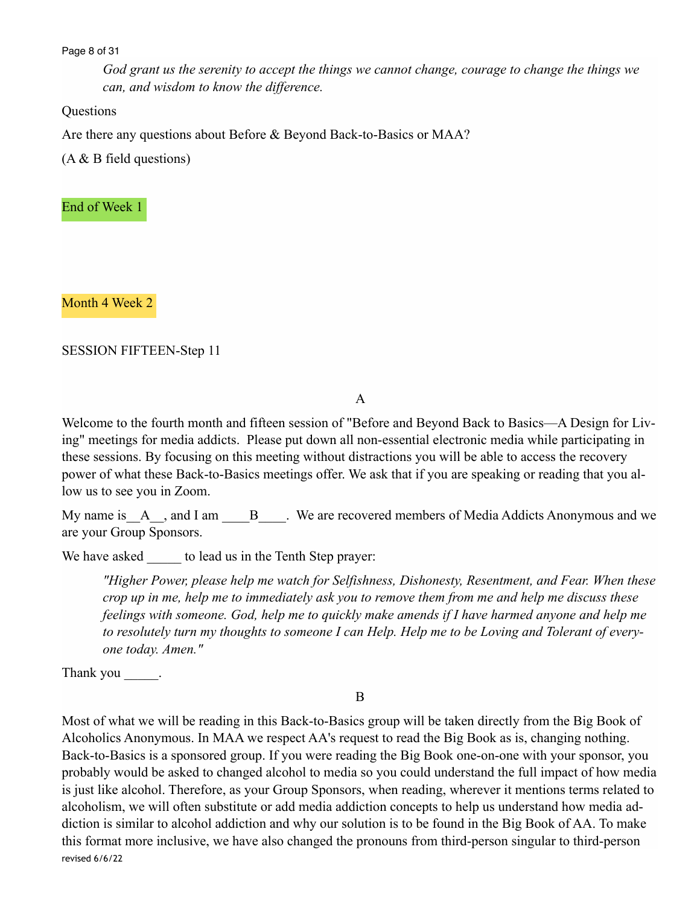*God grant us the serenity to accept the things we cannot change, courage to change the things we can, and wisdom to know the difference.*

Questions

Are there any questions about Before & Beyond Back-to-Basics or MAA?

(A & B field questions)

End of Week 1

Month 4 Week 2

SESSION FIFTEEN-Step 11

A

Welcome to the fourth month and fifteen session of "Before and Beyond Back to Basics—A Design for Living" meetings for media addicts. Please put down all non-essential electronic media while participating in these sessions. By focusing on this meeting without distractions you will be able to access the recovery power of what these Back-to-Basics meetings offer. We ask that if you are speaking or reading that you allow us to see you in Zoom.

My name is__A__, and I am ____B____. We are recovered members of Media Addicts Anonymous and we are your Group Sponsors.

We have asked _____ to lead us in the Tenth Step prayer:

> *"Higher Power, please help me watch for Selfishness, Dishonesty, Resentment, and Fear. When these crop up in me, help me to immediately ask you to remove them from me and help me discuss these feelings with someone. God, help me to quickly make amends if I have harmed anyone and help me to resolutely turn my thoughts to someone I can Help. Help me to be Loving and Tolerant of everyone today. Amen."*

Thank you _____.

B

Most of what we will be reading in this Back-to-Basics group will be taken directly from the Big Book of Alcoholics Anonymous. In MAA we respect AA's request to read the Big Book as is, changing nothing. Back-to-Basics is a sponsored group. If you were reading the Big Book one-on-one with your sponsor, you probably would be asked to changed alcohol to media so you could understand the full impact of how media is just like alcohol. Therefore, as your Group Sponsors, when reading, wherever it mentions terms related to alcoholism, we will often substitute or add media addiction concepts to help us understand how media addiction is similar to alcohol addiction and why our solution is to be found in the Big Book of AA. To make this format more inclusive, we have also changed the pronouns from third-person singular to third-person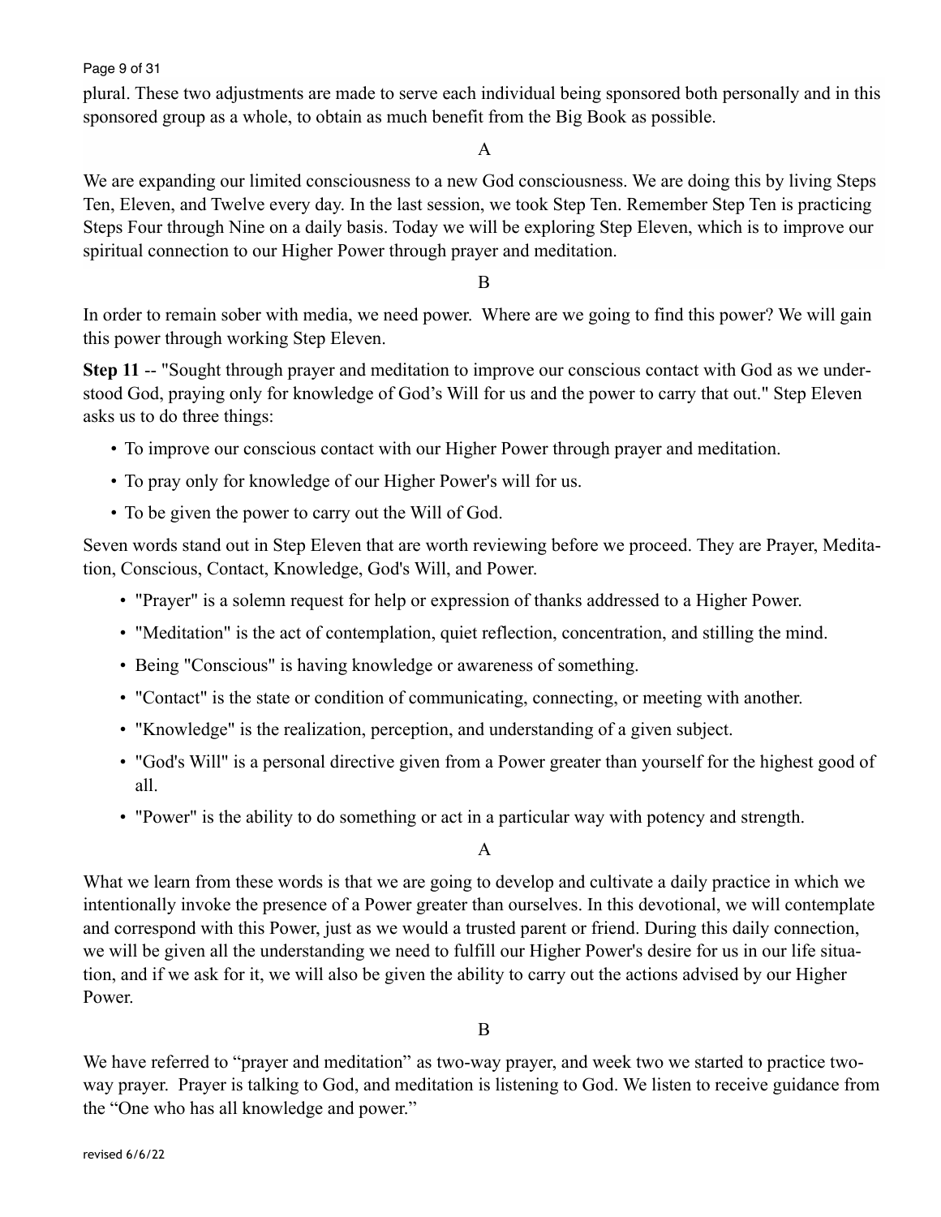plural. These two adjustments are made to serve each individual being sponsored both personally and in this sponsored group as a whole, to obtain as much benefit from the Big Book as possible.

A

We are expanding our limited consciousness to a new God consciousness. We are doing this by living Steps Ten, Eleven, and Twelve every day. In the last session, we took Step Ten. Remember Step Ten is practicing Steps Four through Nine on a daily basis. Today we will be exploring Step Eleven, which is to improve our spiritual connection to our Higher Power through prayer and meditation.

B

In order to remain sober with media, we need power. Where are we going to find this power? We will gain this power through working Step Eleven.

**Step 11** -- "Sought through prayer and meditation to improve our conscious contact with God as we understood God, praying only for knowledge of God's Will for us and the power to carry that out." Step Eleven asks us to do three things:

- To improve our conscious contact with our Higher Power through prayer and meditation.
- To pray only for knowledge of our Higher Power's will for us.
- To be given the power to carry out the Will of God.

Seven words stand out in Step Eleven that are worth reviewing before we proceed. They are Prayer, Meditation, Conscious, Contact, Knowledge, God's Will, and Power.

- "Prayer" is a solemn request for help or expression of thanks addressed to a Higher Power.
- "Meditation" is the act of contemplation, quiet reflection, concentration, and stilling the mind.
- Being "Conscious" is having knowledge or awareness of something.
- "Contact" is the state or condition of communicating, connecting, or meeting with another.
- "Knowledge" is the realization, perception, and understanding of a given subject.
- "God's Will" is a personal directive given from a Power greater than yourself for the highest good of all.
- "Power" is the ability to do something or act in a particular way with potency and strength.

A

What we learn from these words is that we are going to develop and cultivate a daily practice in which we intentionally invoke the presence of a Power greater than ourselves. In this devotional, we will contemplate and correspond with this Power, just as we would a trusted parent or friend. During this daily connection, we will be given all the understanding we need to fulfill our Higher Power's desire for us in our life situation, and if we ask for it, we will also be given the ability to carry out the actions advised by our Higher Power.

B

We have referred to "prayer and meditation" as two-way prayer, and week two we started to practice two-way prayer. Prayer is talking to God, and meditation is listening to God. We listen to receive guidance from the "One who has all knowledge and power."

revised 6/6/22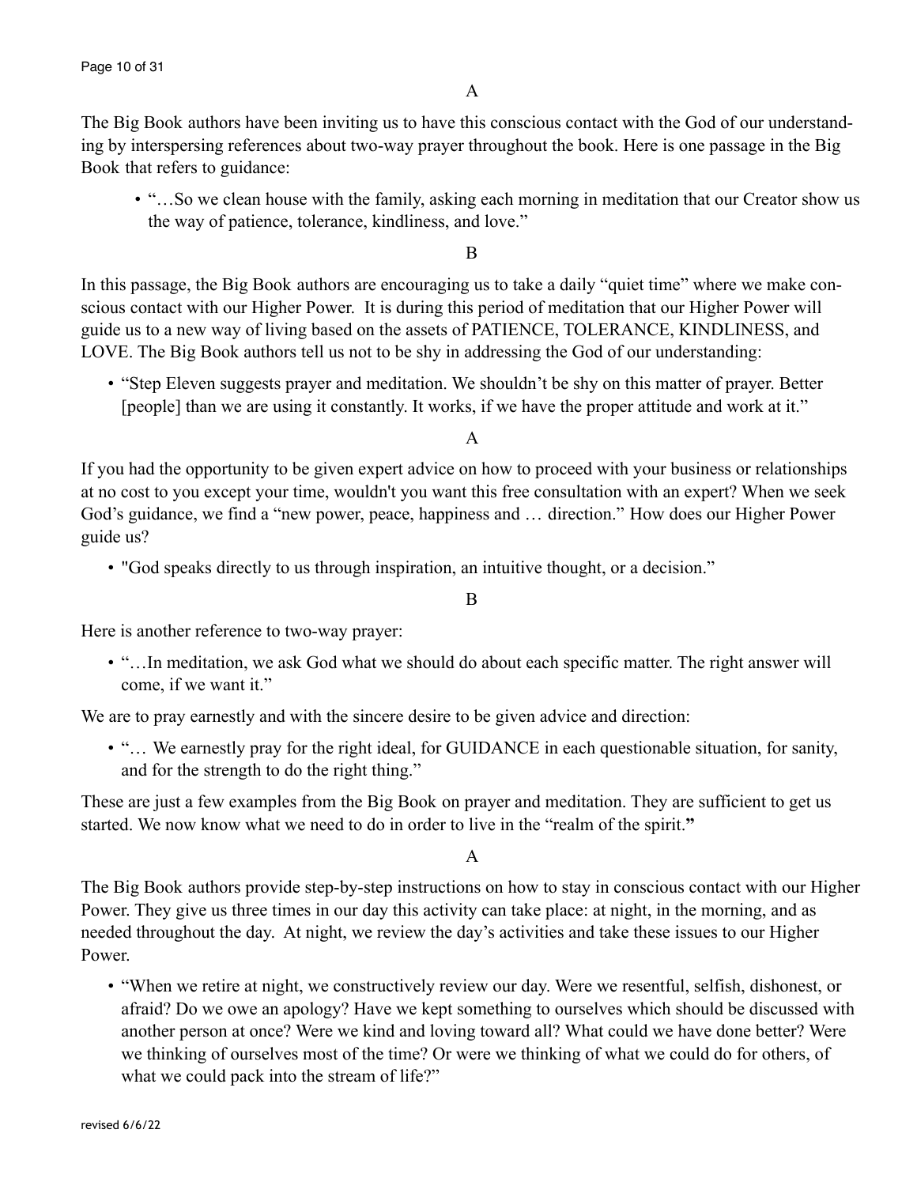A

The Big Book authors have been inviting us to have this conscious contact with the God of our understanding by interspersing references about two-way prayer throughout the book. Here is one passage in the Big Book that refers to guidance:

- "…So we clean house with the family, asking each morning in meditation that our Creator show us the way of patience, tolerance, kindliness, and love."

B

In this passage, the Big Book authors are encouraging us to take a daily "quiet time" where we make conscious contact with our Higher Power. It is during this period of meditation that our Higher Power will guide us to a new way of living based on the assets of PATIENCE, TOLERANCE, KINDLINESS, and LOVE. The Big Book authors tell us not to be shy in addressing the God of our understanding:

- "Step Eleven suggests prayer and meditation. We shouldn't be shy on this matter of prayer. Better [people] than we are using it constantly. It works, if we have the proper attitude and work at it."

A

If you had the opportunity to be given expert advice on how to proceed with your business or relationships at no cost to you except your time, wouldn't you want this free consultation with an expert? When we seek God's guidance, we find a "new power, peace, happiness and … direction." How does our Higher Power guide us?

- "God speaks directly to us through inspiration, an intuitive thought, or a decision."

B

Here is another reference to two-way prayer:

- "…In meditation, we ask God what we should do about each specific matter. The right answer will come, if we want it."

We are to pray earnestly and with the sincere desire to be given advice and direction:

- "… We earnestly pray for the right ideal, for GUIDANCE in each questionable situation, for sanity, and for the strength to do the right thing."

These are just a few examples from the Big Book on prayer and meditation. They are sufficient to get us started. We now know what we need to do in order to live in the "realm of the spirit."

A

The Big Book authors provide step-by-step instructions on how to stay in conscious contact with our Higher Power. They give us three times in our day this activity can take place: at night, in the morning, and as needed throughout the day. At night, we review the day's activities and take these issues to our Higher Power.

- "When we retire at night, we constructively review our day. Were we resentful, selfish, dishonest, or afraid? Do we owe an apology? Have we kept something to ourselves which should be discussed with another person at once? Were we kind and loving toward all? What could we have done better? Were we thinking of ourselves most of the time? Or were we thinking of what we could do for others, of what we could pack into the stream of life?"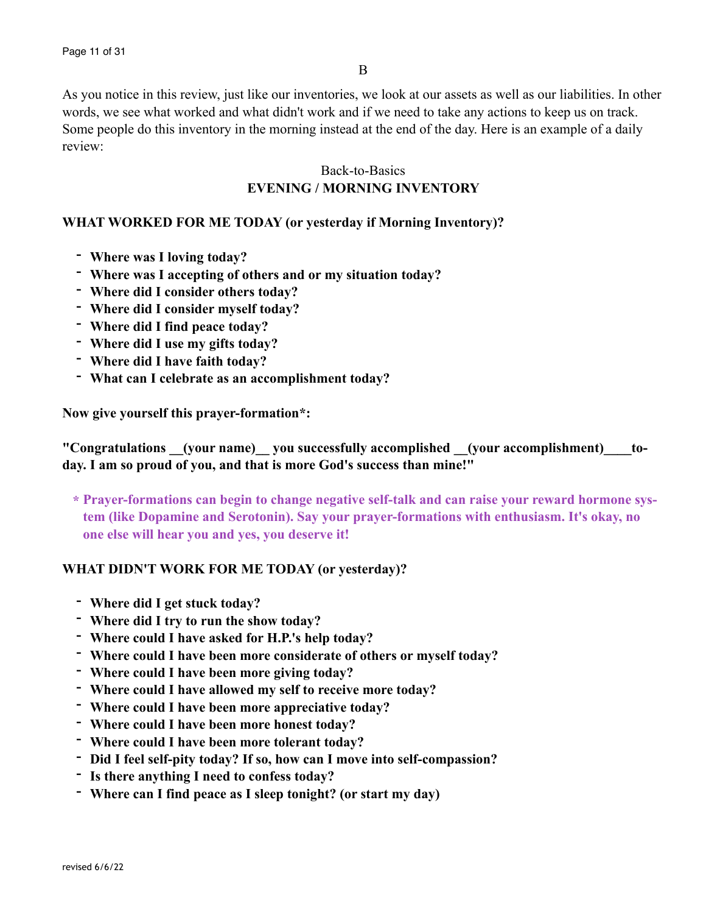B

As you notice in this review, just like our inventories, we look at our assets as well as our liabilities. In other words, we see what worked and what didn't work and if we need to take any actions to keep us on track. Some people do this inventory in the morning instead at the end of the day. Here is an example of a daily review:

Back-to-Basics
**EVENING / MORNING INVENTORY**

**WHAT WORKED FOR ME TODAY (or yesterday if Morning Inventory)?**

- **Where was I loving today?**
- **Where was I accepting of others and or my situation today?**
- **Where did I consider others today?**
- **Where did I consider myself today?**
- **Where did I find peace today?**
- **Where did I use my gifts today?**
- **Where did I have faith today?**
- **What can I celebrate as an accomplishment today?**

**Now give yourself this prayer-formation*:**

**"Congratulations __(your name)__ you successfully accomplished __(your accomplishment)____today. I am so proud of you, and that is more God's success than mine!"**

**\* Prayer-formations can begin to change negative self-talk and can raise your reward hormone system (like Dopamine and Serotonin). Say your prayer-formations with enthusiasm. It's okay, no one else will hear you and yes, you deserve it!**

**WHAT DIDN'T WORK FOR ME TODAY (or yesterday)?**

- **Where did I get stuck today?**
- **Where did I try to run the show today?**
- **Where could I have asked for H.P.'s help today?**
- **Where could I have been more considerate of others or myself today?**
- **Where could I have been more giving today?**
- **Where could I have allowed my self to receive more today?**
- **Where could I have been more appreciative today?**
- **Where could I have been more honest today?**
- **Where could I have been more tolerant today?**
- **Did I feel self-pity today? If so, how can I move into self-compassion?**
- **Is there anything I need to confess today?**
- **Where can I find peace as I sleep tonight? (or start my day)**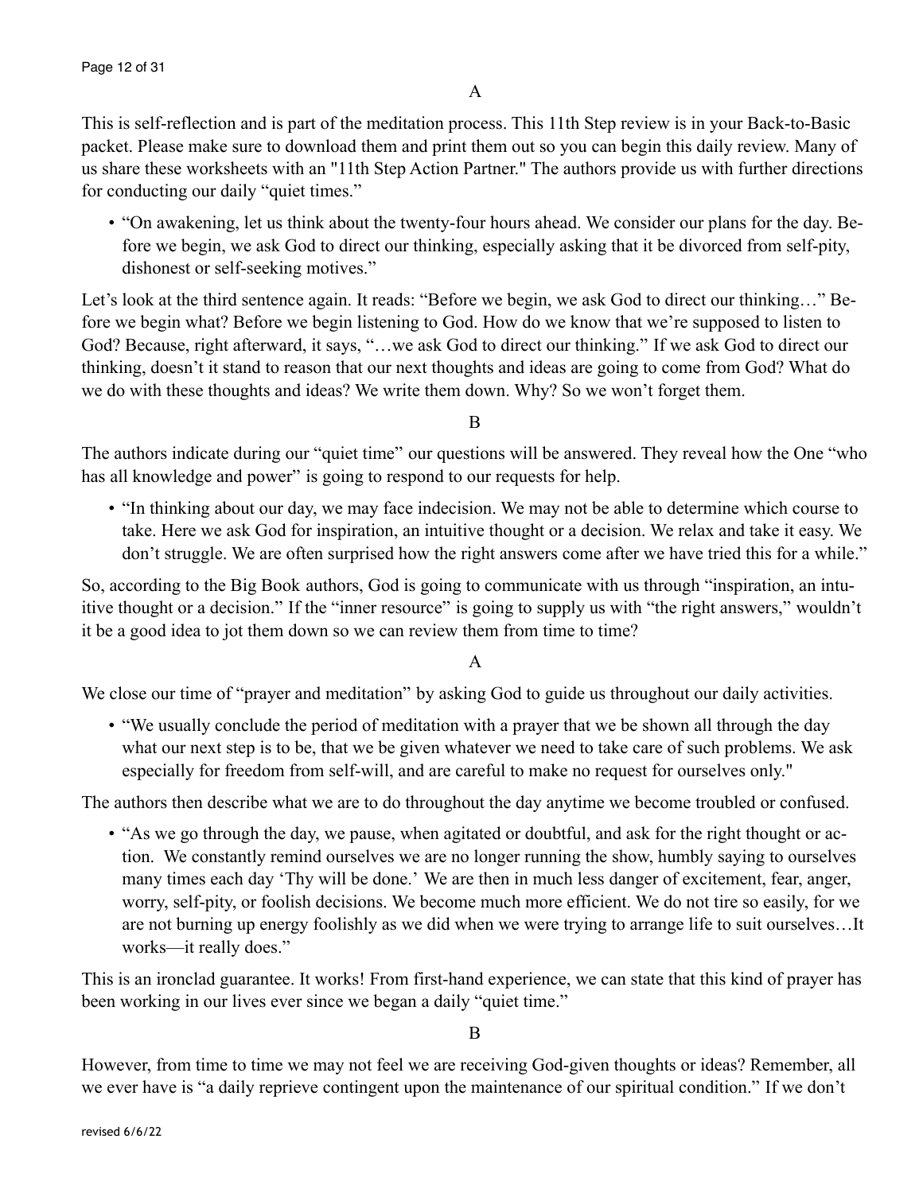A

This is self-reflection and is part of the meditation process. This 11th Step review is in your Back-to-Basic packet. Please make sure to download them and print them out so you can begin this daily review. Many of us share these worksheets with an "11th Step Action Partner." The authors provide us with further directions for conducting our daily "quiet times."

- "On awakening, let us think about the twenty-four hours ahead. We consider our plans for the day. Before we begin, we ask God to direct our thinking, especially asking that it be divorced from self-pity, dishonest or self-seeking motives."

Let's look at the third sentence again. It reads: "Before we begin, we ask God to direct our thinking…" Before we begin what? Before we begin listening to God. How do we know that we're supposed to listen to God? Because, right afterward, it says, "…we ask God to direct our thinking." If we ask God to direct our thinking, doesn't it stand to reason that our next thoughts and ideas are going to come from God? What do we do with these thoughts and ideas? We write them down. Why? So we won't forget them.

B

The authors indicate during our "quiet time" our questions will be answered. They reveal how the One "who has all knowledge and power" is going to respond to our requests for help.

- "In thinking about our day, we may face indecision. We may not be able to determine which course to take. Here we ask God for inspiration, an intuitive thought or a decision. We relax and take it easy. We don't struggle. We are often surprised how the right answers come after we have tried this for a while."

So, according to the Big Book authors, God is going to communicate with us through "inspiration, an intuitive thought or a decision." If the "inner resource" is going to supply us with "the right answers," wouldn't it be a good idea to jot them down so we can review them from time to time?

A

We close our time of "prayer and meditation" by asking God to guide us throughout our daily activities.

- "We usually conclude the period of meditation with a prayer that we be shown all through the day what our next step is to be, that we be given whatever we need to take care of such problems. We ask especially for freedom from self-will, and are careful to make no request for ourselves only."

The authors then describe what we are to do throughout the day anytime we become troubled or confused.

- "As we go through the day, we pause, when agitated or doubtful, and ask for the right thought or action. We constantly remind ourselves we are no longer running the show, humbly saying to ourselves many times each day 'Thy will be done.' We are then in much less danger of excitement, fear, anger, worry, self-pity, or foolish decisions. We become much more efficient. We do not tire so easily, for we are not burning up energy foolishly as we did when we were trying to arrange life to suit ourselves…It works—it really does."

This is an ironclad guarantee. It works! From first-hand experience, we can state that this kind of prayer has been working in our lives ever since we began a daily "quiet time."

B

However, from time to time we may not feel we are receiving God-given thoughts or ideas? Remember, all we ever have is "a daily reprieve contingent upon the maintenance of our spiritual condition." If we don't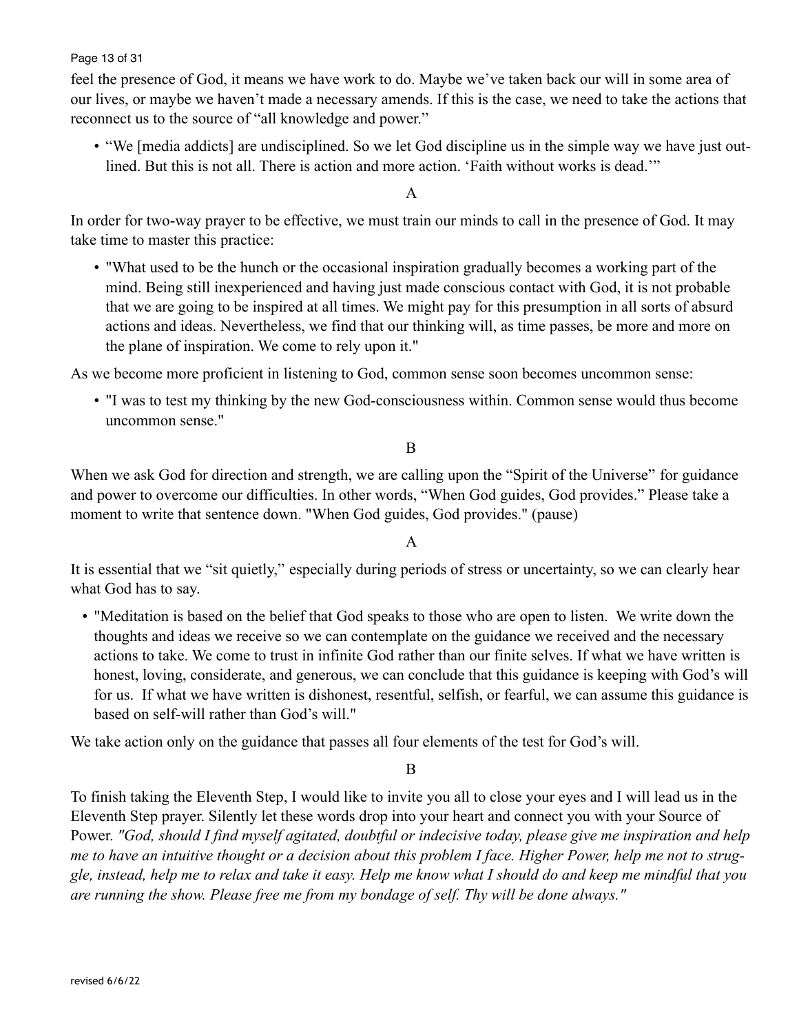feel the presence of God, it means we have work to do. Maybe we've taken back our will in some area of our lives, or maybe we haven't made a necessary amends. If this is the case, we need to take the actions that reconnect us to the source of "all knowledge and power."

- "We [media addicts] are undisciplined. So we let God discipline us in the simple way we have just outlined. But this is not all. There is action and more action. 'Faith without works is dead.'"

A

In order for two-way prayer to be effective, we must train our minds to call in the presence of God. It may take time to master this practice:

- "What used to be the hunch or the occasional inspiration gradually becomes a working part of the mind. Being still inexperienced and having just made conscious contact with God, it is not probable that we are going to be inspired at all times. We might pay for this presumption in all sorts of absurd actions and ideas. Nevertheless, we find that our thinking will, as time passes, be more and more on the plane of inspiration. We come to rely upon it."

As we become more proficient in listening to God, common sense soon becomes uncommon sense:

- "I was to test my thinking by the new God-consciousness within. Common sense would thus become uncommon sense."

B

When we ask God for direction and strength, we are calling upon the "Spirit of the Universe" for guidance and power to overcome our difficulties. In other words, "When God guides, God provides." Please take a moment to write that sentence down. "When God guides, God provides." (pause)

A

It is essential that we "sit quietly," especially during periods of stress or uncertainty, so we can clearly hear what God has to say.

- "Meditation is based on the belief that God speaks to those who are open to listen. We write down the thoughts and ideas we receive so we can contemplate on the guidance we received and the necessary actions to take. We come to trust in infinite God rather than our finite selves. If what we have written is honest, loving, considerate, and generous, we can conclude that this guidance is keeping with God's will for us. If what we have written is dishonest, resentful, selfish, or fearful, we can assume this guidance is based on self-will rather than God's will."

We take action only on the guidance that passes all four elements of the test for God's will.

B

To finish taking the Eleventh Step, I would like to invite you all to close your eyes and I will lead us in the Eleventh Step prayer. Silently let these words drop into your heart and connect you with your Source of Power. *"God, should I find myself agitated, doubtful or indecisive today, please give me inspiration and help me to have an intuitive thought or a decision about this problem I face. Higher Power, help me not to struggle, instead, help me to relax and take it easy. Help me know what I should do and keep me mindful that you are running the show. Please free me from my bondage of self. Thy will be done always."*

revised 6/6/22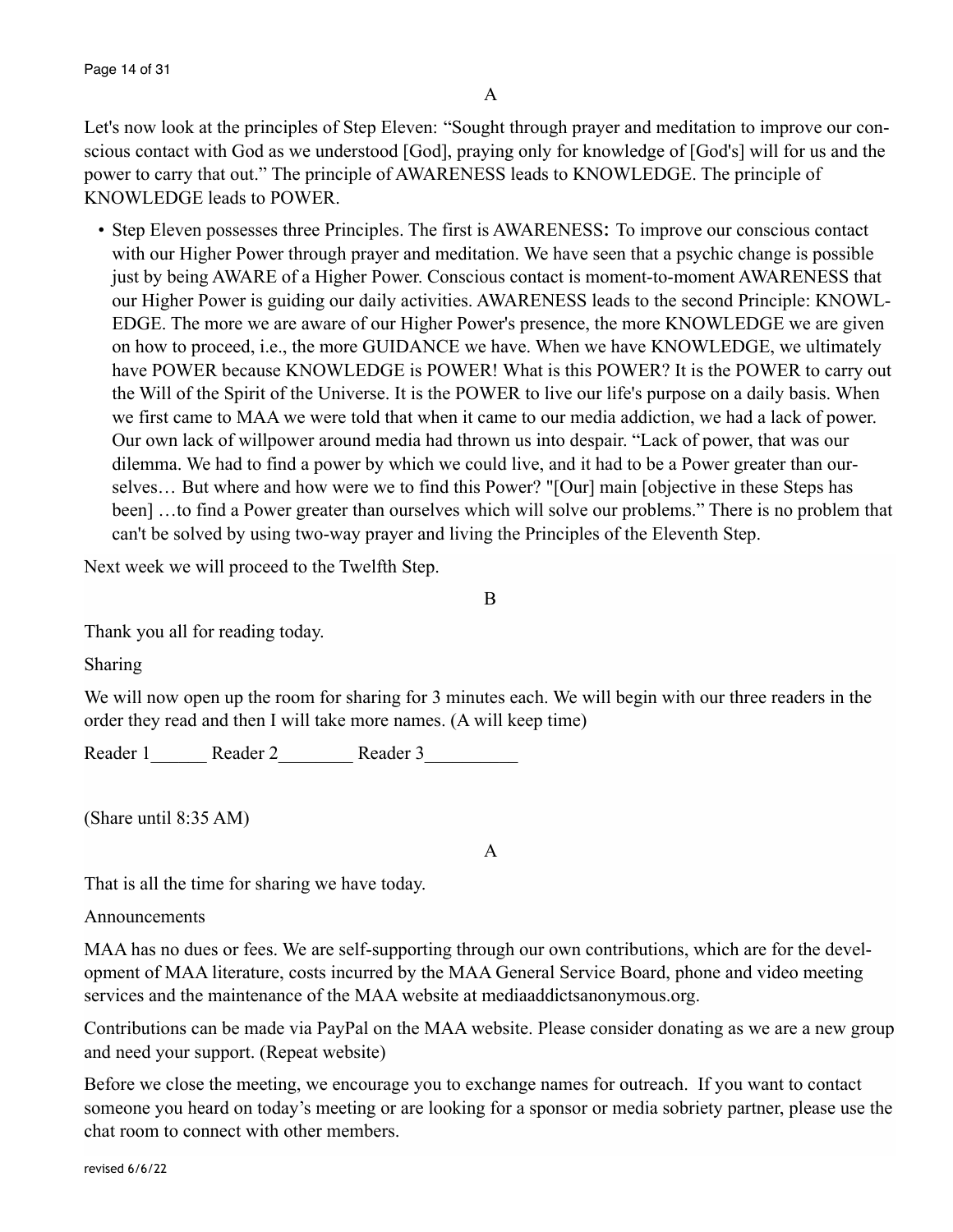A

Let's now look at the principles of Step Eleven: "Sought through prayer and meditation to improve our conscious contact with God as we understood [God], praying only for knowledge of [God's] will for us and the power to carry that out." The principle of AWARENESS leads to KNOWLEDGE. The principle of KNOWLEDGE leads to POWER.

- Step Eleven possesses three Principles. The first is AWARENESS: To improve our conscious contact with our Higher Power through prayer and meditation. We have seen that a psychic change is possible just by being AWARE of a Higher Power. Conscious contact is moment-to-moment AWARENESS that our Higher Power is guiding our daily activities. AWARENESS leads to the second Principle: KNOWLEDGE. The more we are aware of our Higher Power's presence, the more KNOWLEDGE we are given on how to proceed, i.e., the more GUIDANCE we have. When we have KNOWLEDGE, we ultimately have POWER because KNOWLEDGE is POWER! What is this POWER? It is the POWER to carry out the Will of the Spirit of the Universe. It is the POWER to live our life's purpose on a daily basis. When we first came to MAA we were told that when it came to our media addiction, we had a lack of power. Our own lack of willpower around media had thrown us into despair. "Lack of power, that was our dilemma. We had to find a power by which we could live, and it had to be a Power greater than ourselves… But where and how were we to find this Power? "[Our] main [objective in these Steps has been] …to find a Power greater than ourselves which will solve our problems." There is no problem that can't be solved by using two-way prayer and living the Principles of the Eleventh Step.

Next week we will proceed to the Twelfth Step.

B

Thank you all for reading today.

Sharing

We will now open up the room for sharing for 3 minutes each. We will begin with our three readers in the order they read and then I will take more names. (A will keep time)

Reader 1\_\_\_\_\_\_ Reader 2\_\_\_\_\_\_\_\_ Reader 3\_\_\_\_\_\_\_\_\_\_

(Share until 8:35 AM)

A

That is all the time for sharing we have today.

Announcements

MAA has no dues or fees. We are self-supporting through our own contributions, which are for the development of MAA literature, costs incurred by the MAA General Service Board, phone and video meeting services and the maintenance of the MAA website at mediaaddictsanonymous.org.

Contributions can be made via PayPal on the MAA website. Please consider donating as we are a new group and need your support. (Repeat website)

Before we close the meeting, we encourage you to exchange names for outreach. If you want to contact someone you heard on today's meeting or are looking for a sponsor or media sobriety partner, please use the chat room to connect with other members.

revised 6/6/22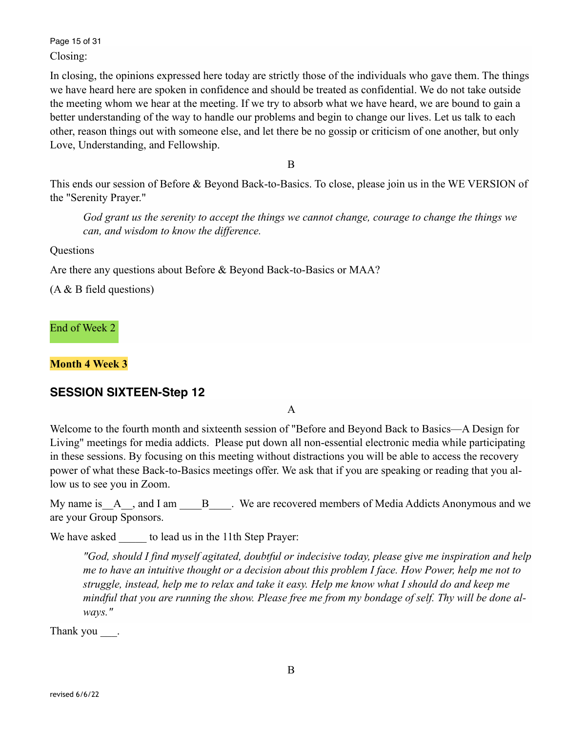Closing:

In closing, the opinions expressed here today are strictly those of the individuals who gave them. The things we have heard here are spoken in confidence and should be treated as confidential. We do not take outside the meeting whom we hear at the meeting. If we try to absorb what we have heard, we are bound to gain a better understanding of the way to handle our problems and begin to change our lives. Let us talk to each other, reason things out with someone else, and let there be no gossip or criticism of one another, but only Love, Understanding, and Fellowship.

B

This ends our session of Before & Beyond Back-to-Basics. To close, please join us in the WE VERSION of the "Serenity Prayer."

> *God grant us the serenity to accept the things we cannot change, courage to change the things we can, and wisdom to know the difference.*

Questions

Are there any questions about Before & Beyond Back-to-Basics or MAA?

(A & B field questions)

End of Week 2

**Month 4 Week 3**

## SESSION SIXTEEN-Step 12

A

Welcome to the fourth month and sixteenth session of "Before and Beyond Back to Basics—A Design for Living" meetings for media addicts. Please put down all non-essential electronic media while participating in these sessions. By focusing on this meeting without distractions you will be able to access the recovery power of what these Back-to-Basics meetings offer. We ask that if you are speaking or reading that you allow us to see you in Zoom.

My name is__A__, and I am ____B____. We are recovered members of Media Addicts Anonymous and we are your Group Sponsors.

We have asked _____ to lead us in the 11th Step Prayer:

> *"God, should I find myself agitated, doubtful or indecisive today, please give me inspiration and help me to have an intuitive thought or a decision about this problem I face. How Power, help me not to struggle, instead, help me to relax and take it easy. Help me know what I should do and keep me mindful that you are running the show. Please free me from my bondage of self. Thy will be done always."*

Thank you ___.

B

revised 6/6/22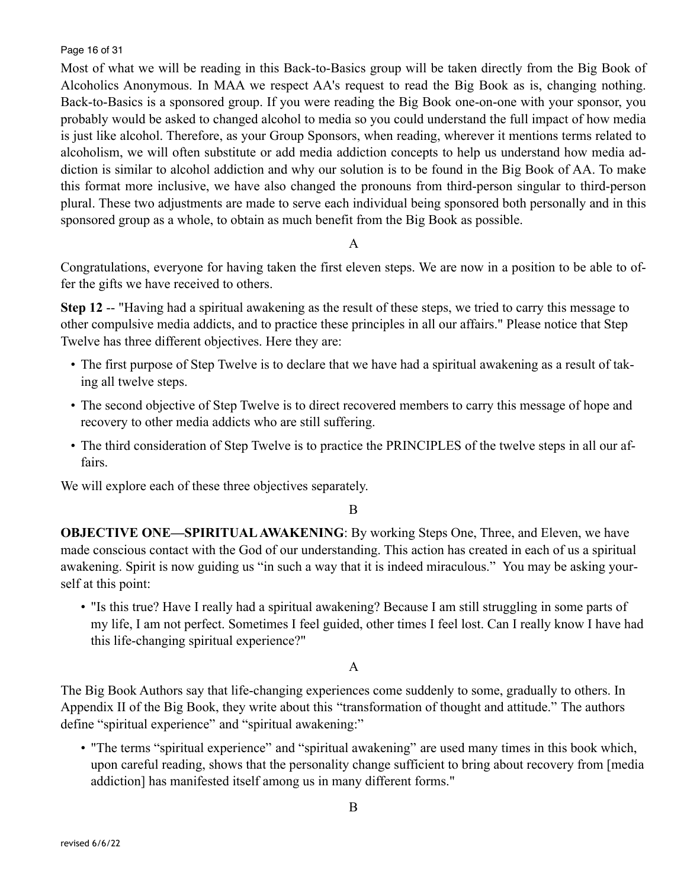Most of what we will be reading in this Back-to-Basics group will be taken directly from the Big Book of Alcoholics Anonymous. In MAA we respect AA's request to read the Big Book as is, changing nothing. Back-to-Basics is a sponsored group. If you were reading the Big Book one-on-one with your sponsor, you probably would be asked to changed alcohol to media so you could understand the full impact of how media is just like alcohol. Therefore, as your Group Sponsors, when reading, wherever it mentions terms related to alcoholism, we will often substitute or add media addiction concepts to help us understand how media addiction is similar to alcohol addiction and why our solution is to be found in the Big Book of AA. To make this format more inclusive, we have also changed the pronouns from third-person singular to third-person plural. These two adjustments are made to serve each individual being sponsored both personally and in this sponsored group as a whole, to obtain as much benefit from the Big Book as possible.

A

Congratulations, everyone for having taken the first eleven steps. We are now in a position to be able to offer the gifts we have received to others.

**Step 12** -- "Having had a spiritual awakening as the result of these steps, we tried to carry this message to other compulsive media addicts, and to practice these principles in all our affairs." Please notice that Step Twelve has three different objectives. Here they are:

- The first purpose of Step Twelve is to declare that we have had a spiritual awakening as a result of taking all twelve steps.
- The second objective of Step Twelve is to direct recovered members to carry this message of hope and recovery to other media addicts who are still suffering.
- The third consideration of Step Twelve is to practice the PRINCIPLES of the twelve steps in all our affairs.

We will explore each of these three objectives separately.

B

**OBJECTIVE ONE—SPIRITUAL AWAKENING**: By working Steps One, Three, and Eleven, we have made conscious contact with the God of our understanding. This action has created in each of us a spiritual awakening. Spirit is now guiding us "in such a way that it is indeed miraculous." You may be asking yourself at this point:

- "Is this true? Have I really had a spiritual awakening? Because I am still struggling in some parts of my life, I am not perfect. Sometimes I feel guided, other times I feel lost. Can I really know I have had this life-changing spiritual experience?"

A

The Big Book Authors say that life-changing experiences come suddenly to some, gradually to others. In Appendix II of the Big Book, they write about this "transformation of thought and attitude." The authors define "spiritual experience" and "spiritual awakening:"

- "The terms "spiritual experience" and "spiritual awakening" are used many times in this book which, upon careful reading, shows that the personality change sufficient to bring about recovery from [media addiction] has manifested itself among us in many different forms."

B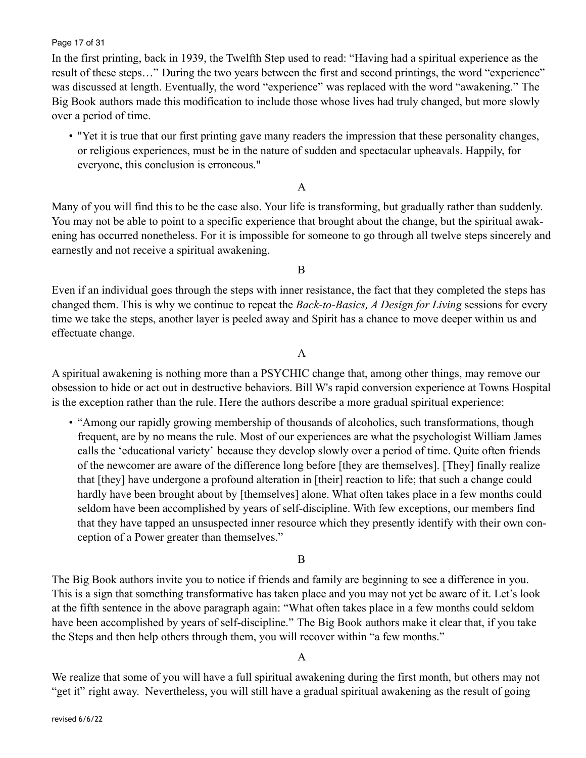In the first printing, back in 1939, the Twelfth Step used to read: “Having had a spiritual experience as the result of these steps…” During the two years between the first and second printings, the word “experience” was discussed at length. Eventually, the word “experience” was replaced with the word “awakening.” The Big Book authors made this modification to include those whose lives had truly changed, but more slowly over a period of time.

- "Yet it is true that our first printing gave many readers the impression that these personality changes, or religious experiences, must be in the nature of sudden and spectacular upheavals. Happily, for everyone, this conclusion is erroneous."

A

Many of you will find this to be the case also. Your life is transforming, but gradually rather than suddenly. You may not be able to point to a specific experience that brought about the change, but the spiritual awakening has occurred nonetheless. For it is impossible for someone to go through all twelve steps sincerely and earnestly and not receive a spiritual awakening.

B

Even if an individual goes through the steps with inner resistance, the fact that they completed the steps has changed them. This is why we continue to repeat the *Back-to-Basics, A Design for Living* sessions for every time we take the steps, another layer is peeled away and Spirit has a chance to move deeper within us and effectuate change.

A

A spiritual awakening is nothing more than a PSYCHIC change that, among other things, may remove our obsession to hide or act out in destructive behaviors. Bill W's rapid conversion experience at Towns Hospital is the exception rather than the rule. Here the authors describe a more gradual spiritual experience:

- “Among our rapidly growing membership of thousands of alcoholics, such transformations, though frequent, are by no means the rule. Most of our experiences are what the psychologist William James calls the ‘educational variety’ because they develop slowly over a period of time. Quite often friends of the newcomer are aware of the difference long before [they are themselves]. [They] finally realize that [they] have undergone a profound alteration in [their] reaction to life; that such a change could hardly have been brought about by [themselves] alone. What often takes place in a few months could seldom have been accomplished by years of self-discipline. With few exceptions, our members find that they have tapped an unsuspected inner resource which they presently identify with their own conception of a Power greater than themselves.”

B

The Big Book authors invite you to notice if friends and family are beginning to see a difference in you. This is a sign that something transformative has taken place and you may not yet be aware of it. Let’s look at the fifth sentence in the above paragraph again: “What often takes place in a few months could seldom have been accomplished by years of self-discipline.” The Big Book authors make it clear that, if you take the Steps and then help others through them, you will recover within “a few months.”

A

We realize that some of you will have a full spiritual awakening during the first month, but others may not “get it” right away. Nevertheless, you will still have a gradual spiritual awakening as the result of going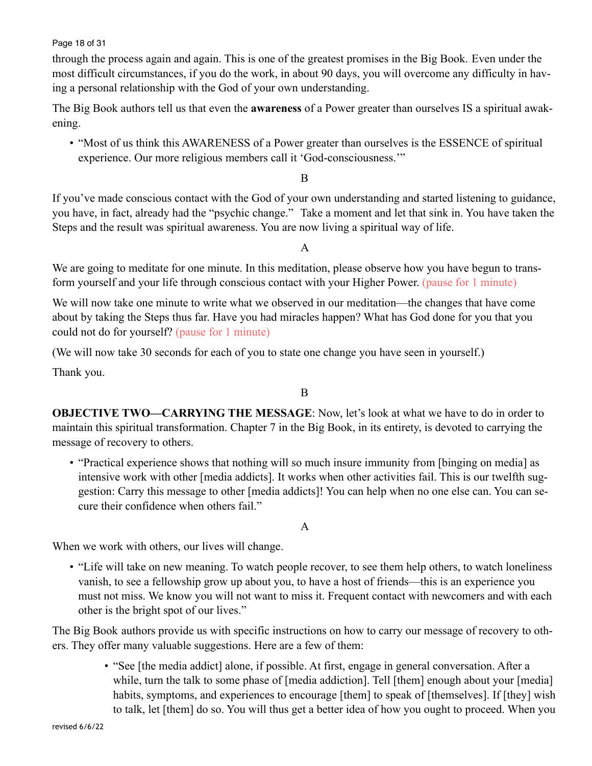through the process again and again. This is one of the greatest promises in the Big Book. Even under the most difficult circumstances, if you do the work, in about 90 days, you will overcome any difficulty in having a personal relationship with the God of your own understanding.

The Big Book authors tell us that even the **awareness** of a Power greater than ourselves IS a spiritual awakening.

- "Most of us think this AWARENESS of a Power greater than ourselves is the ESSENCE of spiritual experience. Our more religious members call it 'God-consciousness.'"

B

If you've made conscious contact with the God of your own understanding and started listening to guidance, you have, in fact, already had the "psychic change." Take a moment and let that sink in. You have taken the Steps and the result was spiritual awareness. You are now living a spiritual way of life.

A

We are going to meditate for one minute. In this meditation, please observe how you have begun to transform yourself and your life through conscious contact with your Higher Power. (pause for 1 minute)

We will now take one minute to write what we observed in our meditation—the changes that have come about by taking the Steps thus far. Have you had miracles happen? What has God done for you that you could not do for yourself? (pause for 1 minute)

(We will now take 30 seconds for each of you to state one change you have seen in yourself.)

Thank you.

B

**OBJECTIVE TWO—CARRYING THE MESSAGE**: Now, let's look at what we have to do in order to maintain this spiritual transformation. Chapter 7 in the Big Book, in its entirety, is devoted to carrying the message of recovery to others.

- "Practical experience shows that nothing will so much insure immunity from [binging on media] as intensive work with other [media addicts]. It works when other activities fail. This is our twelfth suggestion: Carry this message to other [media addicts]! You can help when no one else can. You can secure their confidence when others fail."

A

When we work with others, our lives will change.

- "Life will take on new meaning. To watch people recover, to see them help others, to watch loneliness vanish, to see a fellowship grow up about you, to have a host of friends—this is an experience you must not miss. We know you will not want to miss it. Frequent contact with newcomers and with each other is the bright spot of our lives."

The Big Book authors provide us with specific instructions on how to carry our message of recovery to others. They offer many valuable suggestions. Here are a few of them:

- "See [the media addict] alone, if possible. At first, engage in general conversation. After a while, turn the talk to some phase of [media addiction]. Tell [them] enough about your [media] habits, symptoms, and experiences to encourage [them] to speak of [themselves]. If [they] wish to talk, let [them] do so. You will thus get a better idea of how you ought to proceed. When you

revised 6/6/22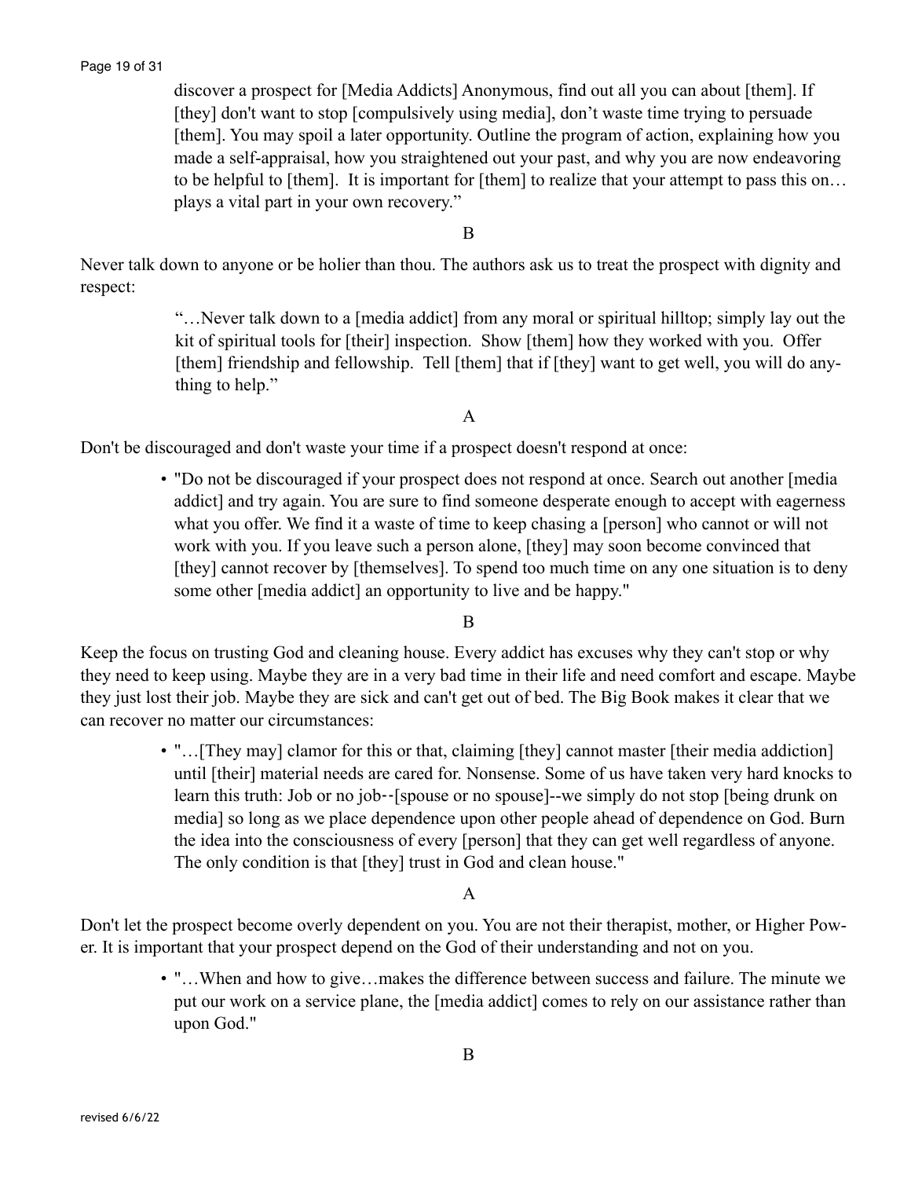> discover a prospect for [Media Addicts] Anonymous, find out all you can about [them]. If [they] don't want to stop [compulsively using media], don't waste time trying to persuade [them]. You may spoil a later opportunity. Outline the program of action, explaining how you made a self-appraisal, how you straightened out your past, and why you are now endeavoring to be helpful to [them]. It is important for [them] to realize that your attempt to pass this on… plays a vital part in your own recovery."

B

Never talk down to anyone or be holier than thou. The authors ask us to treat the prospect with dignity and respect:

> "…Never talk down to a [media addict] from any moral or spiritual hilltop; simply lay out the kit of spiritual tools for [their] inspection. Show [them] how they worked with you. Offer [them] friendship and fellowship. Tell [them] that if [they] want to get well, you will do anything to help."

A

Don't be discouraged and don't waste your time if a prospect doesn't respond at once:

- "Do not be discouraged if your prospect does not respond at once. Search out another [media addict] and try again. You are sure to find someone desperate enough to accept with eagerness what you offer. We find it a waste of time to keep chasing a [person] who cannot or will not work with you. If you leave such a person alone, [they] may soon become convinced that [they] cannot recover by [themselves]. To spend too much time on any one situation is to deny some other [media addict] an opportunity to live and be happy."

B

Keep the focus on trusting God and cleaning house. Every addict has excuses why they can't stop or why they need to keep using. Maybe they are in a very bad time in their life and need comfort and escape. Maybe they just lost their job. Maybe they are sick and can't get out of bed. The Big Book makes it clear that we can recover no matter our circumstances:

- "…[They may] clamor for this or that, claiming [they] cannot master [their media addiction] until [their] material needs are cared for. Nonsense. Some of us have taken very hard knocks to learn this truth: Job or no job--[spouse or no spouse]--we simply do not stop [being drunk on media] so long as we place dependence upon other people ahead of dependence on God. Burn the idea into the consciousness of every [person] that they can get well regardless of anyone. The only condition is that [they] trust in God and clean house."

A

Don't let the prospect become overly dependent on you. You are not their therapist, mother, or Higher Power. It is important that your prospect depend on the God of their understanding and not on you.

- "…When and how to give…makes the difference between success and failure. The minute we put our work on a service plane, the [media addict] comes to rely on our assistance rather than upon God."

B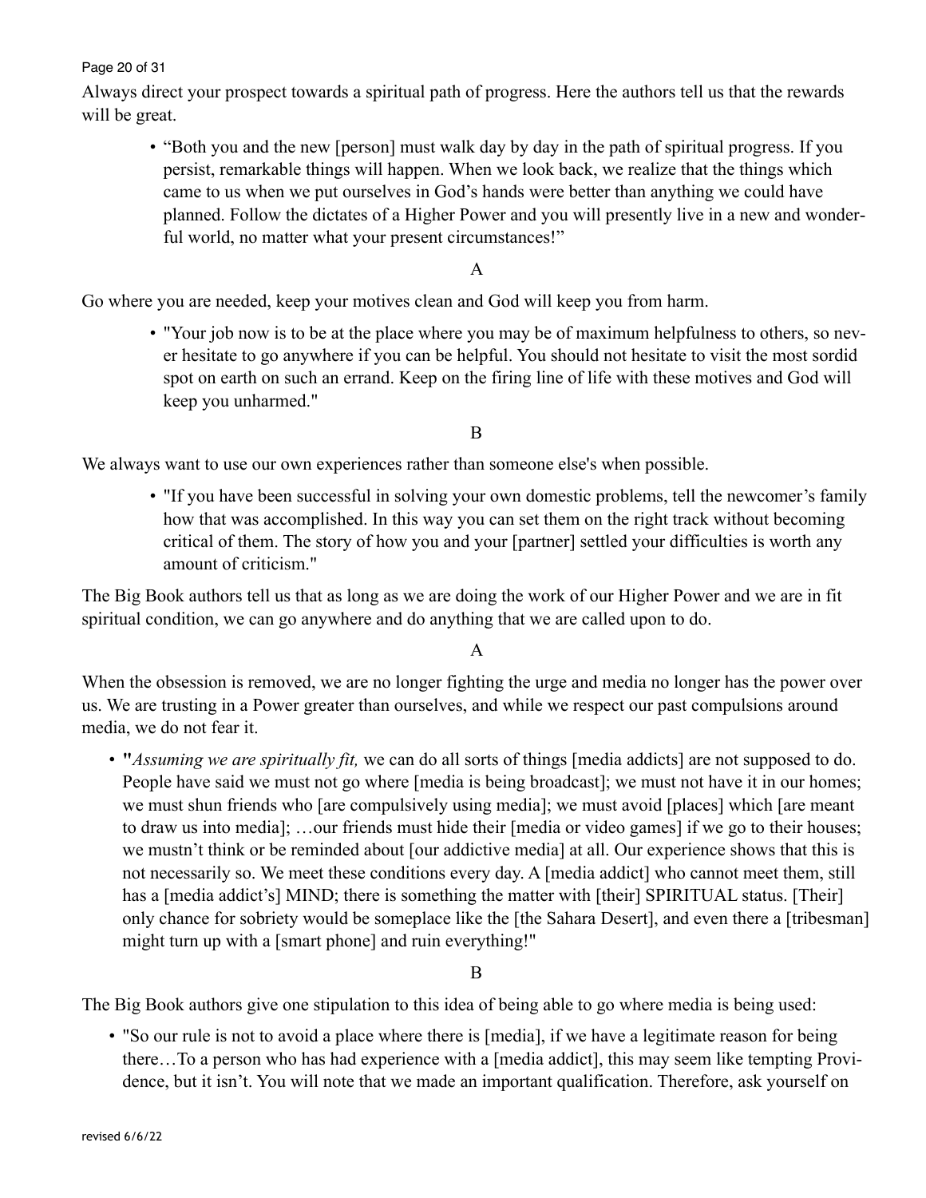Always direct your prospect towards a spiritual path of progress. Here the authors tell us that the rewards will be great.

- "Both you and the new [person] must walk day by day in the path of spiritual progress. If you persist, remarkable things will happen. When we look back, we realize that the things which came to us when we put ourselves in God's hands were better than anything we could have planned. Follow the dictates of a Higher Power and you will presently live in a new and wonderful world, no matter what your present circumstances!"

A

Go where you are needed, keep your motives clean and God will keep you from harm.

- "Your job now is to be at the place where you may be of maximum helpfulness to others, so never hesitate to go anywhere if you can be helpful. You should not hesitate to visit the most sordid spot on earth on such an errand. Keep on the firing line of life with these motives and God will keep you unharmed."

B

We always want to use our own experiences rather than someone else's when possible.

- "If you have been successful in solving your own domestic problems, tell the newcomer's family how that was accomplished. In this way you can set them on the right track without becoming critical of them. The story of how you and your [partner] settled your difficulties is worth any amount of criticism."

The Big Book authors tell us that as long as we are doing the work of our Higher Power and we are in fit spiritual condition, we can go anywhere and do anything that we are called upon to do.

A

When the obsession is removed, we are no longer fighting the urge and media no longer has the power over us. We are trusting in a Power greater than ourselves, and while we respect our past compulsions around media, we do not fear it.

- **"***Assuming we are spiritually fit,* we can do all sorts of things [media addicts] are not supposed to do. People have said we must not go where [media is being broadcast]; we must not have it in our homes; we must shun friends who [are compulsively using media]; we must avoid [places] which [are meant to draw us into media]; …our friends must hide their [media or video games] if we go to their houses; we mustn't think or be reminded about [our addictive media] at all. Our experience shows that this is not necessarily so. We meet these conditions every day. A [media addict] who cannot meet them, still has a [media addict's] MIND; there is something the matter with [their] SPIRITUAL status. [Their] only chance for sobriety would be someplace like the [the Sahara Desert], and even there a [tribesman] might turn up with a [smart phone] and ruin everything!"

B

The Big Book authors give one stipulation to this idea of being able to go where media is being used:

- "So our rule is not to avoid a place where there is [media], if we have a legitimate reason for being there…To a person who has had experience with a [media addict], this may seem like tempting Providence, but it isn't. You will note that we made an important qualification. Therefore, ask yourself on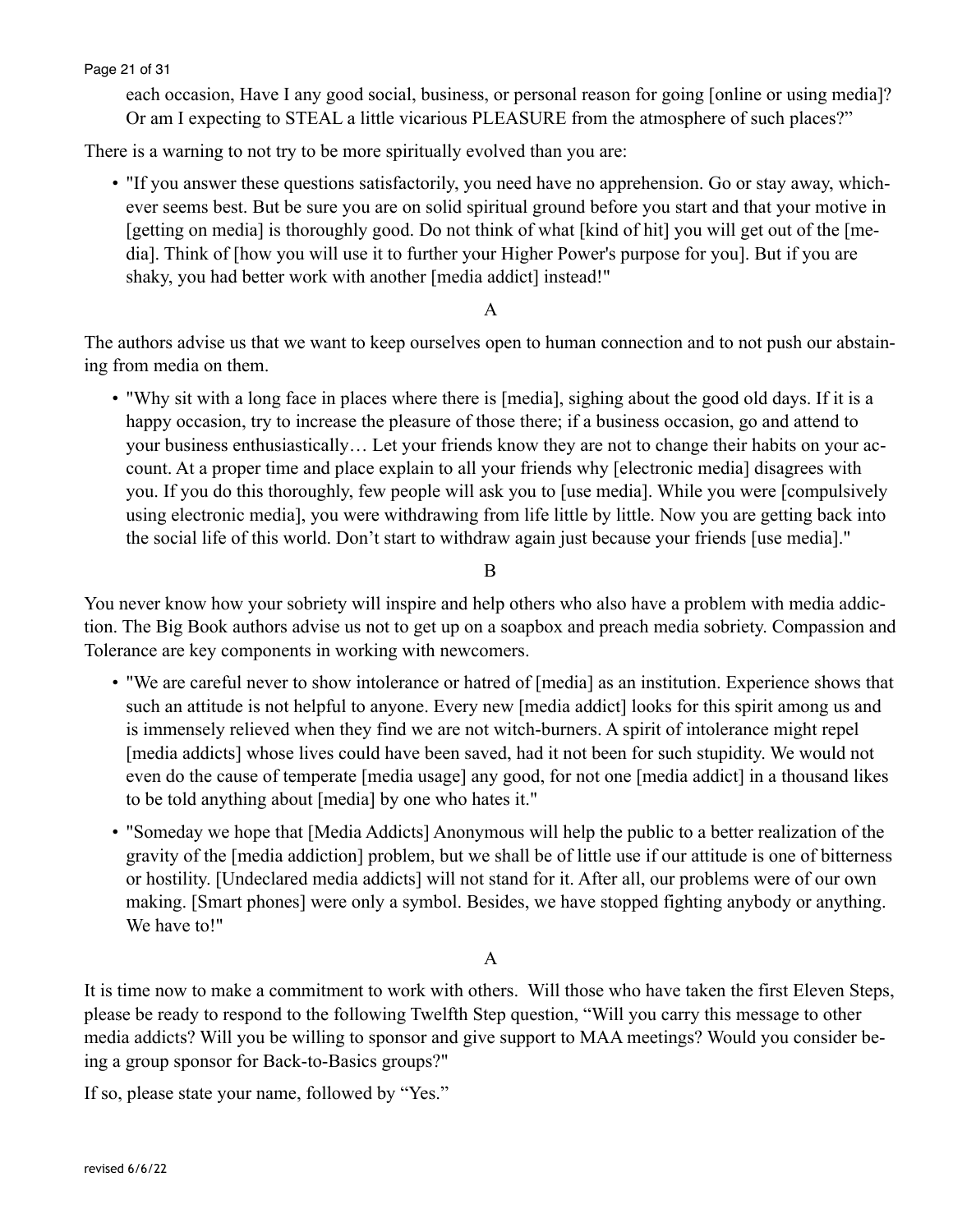each occasion, Have I any good social, business, or personal reason for going [online or using media]? Or am I expecting to STEAL a little vicarious PLEASURE from the atmosphere of such places?"

There is a warning to not try to be more spiritually evolved than you are:

- "If you answer these questions satisfactorily, you need have no apprehension. Go or stay away, whichever seems best. But be sure you are on solid spiritual ground before you start and that your motive in [getting on media] is thoroughly good. Do not think of what [kind of hit] you will get out of the [media]. Think of [how you will use it to further your Higher Power's purpose for you]. But if you are shaky, you had better work with another [media addict] instead!"

A

The authors advise us that we want to keep ourselves open to human connection and to not push our abstaining from media on them.

- "Why sit with a long face in places where there is [media], sighing about the good old days. If it is a happy occasion, try to increase the pleasure of those there; if a business occasion, go and attend to your business enthusiastically… Let your friends know they are not to change their habits on your account. At a proper time and place explain to all your friends why [electronic media] disagrees with you. If you do this thoroughly, few people will ask you to [use media]. While you were [compulsively using electronic media], you were withdrawing from life little by little. Now you are getting back into the social life of this world. Don't start to withdraw again just because your friends [use media]."

B

You never know how your sobriety will inspire and help others who also have a problem with media addiction. The Big Book authors advise us not to get up on a soapbox and preach media sobriety. Compassion and Tolerance are key components in working with newcomers.

- "We are careful never to show intolerance or hatred of [media] as an institution. Experience shows that such an attitude is not helpful to anyone. Every new [media addict] looks for this spirit among us and is immensely relieved when they find we are not witch-burners. A spirit of intolerance might repel [media addicts] whose lives could have been saved, had it not been for such stupidity. We would not even do the cause of temperate [media usage] any good, for not one [media addict] in a thousand likes to be told anything about [media] by one who hates it."
- "Someday we hope that [Media Addicts] Anonymous will help the public to a better realization of the gravity of the [media addiction] problem, but we shall be of little use if our attitude is one of bitterness or hostility. [Undeclared media addicts] will not stand for it. After all, our problems were of our own making. [Smart phones] were only a symbol. Besides, we have stopped fighting anybody or anything. We have to!"

A

It is time now to make a commitment to work with others. Will those who have taken the first Eleven Steps, please be ready to respond to the following Twelfth Step question, "Will you carry this message to other media addicts? Will you be willing to sponsor and give support to MAA meetings? Would you consider being a group sponsor for Back-to-Basics groups?"

If so, please state your name, followed by "Yes."

revised 6/6/22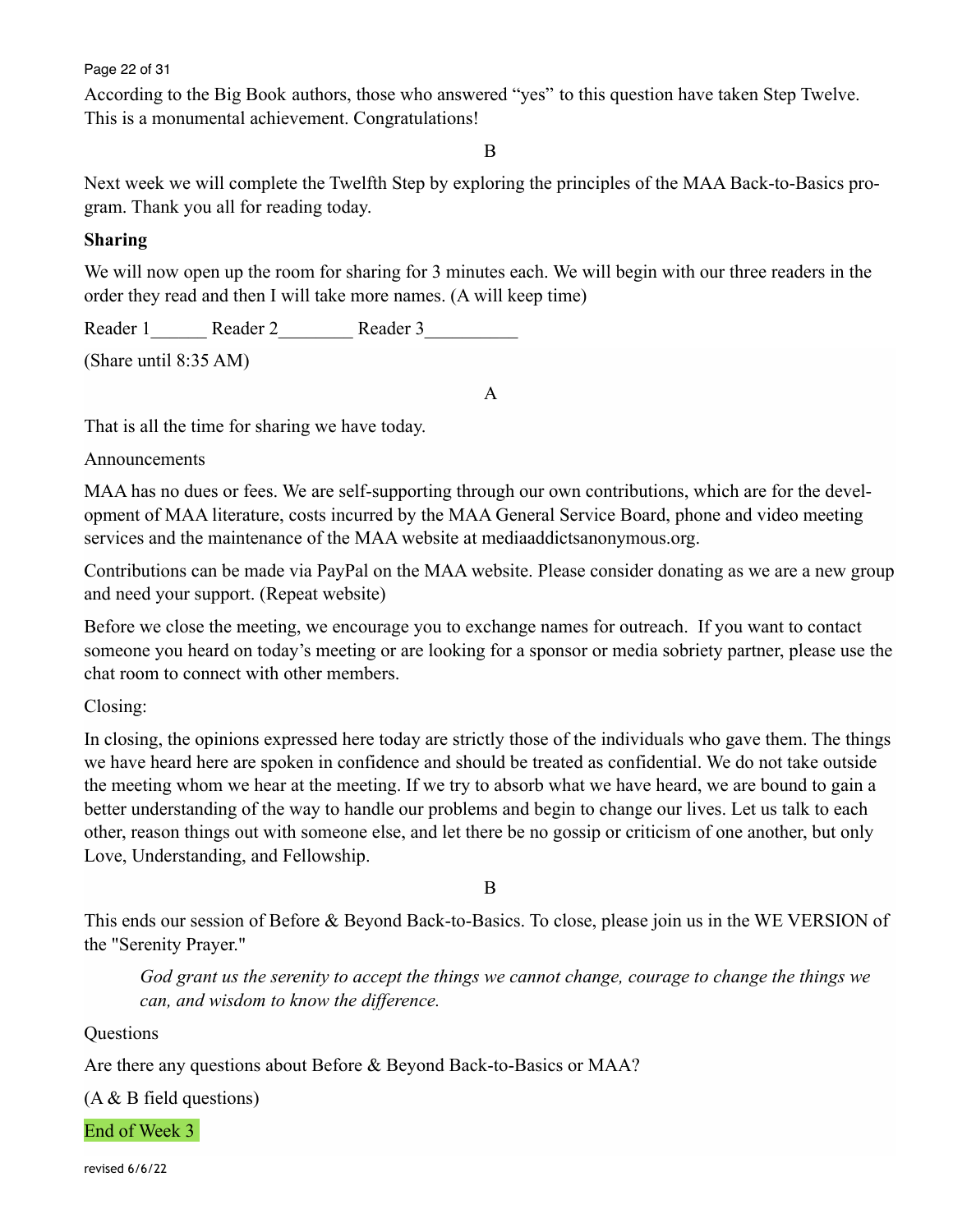According to the Big Book authors, those who answered "yes" to this question have taken Step Twelve. This is a monumental achievement. Congratulations!

B

Next week we will complete the Twelfth Step by exploring the principles of the MAA Back-to-Basics program. Thank you all for reading today.

**Sharing**

We will now open up the room for sharing for 3 minutes each. We will begin with our three readers in the order they read and then I will take more names. (A will keep time)

Reader 1______ Reader 2________ Reader 3__________

(Share until 8:35 AM)

A

That is all the time for sharing we have today.

Announcements

MAA has no dues or fees. We are self-supporting through our own contributions, which are for the development of MAA literature, costs incurred by the MAA General Service Board, phone and video meeting services and the maintenance of the MAA website at mediaaddictsanonymous.org.

Contributions can be made via PayPal on the MAA website. Please consider donating as we are a new group and need your support. (Repeat website)

Before we close the meeting, we encourage you to exchange names for outreach. If you want to contact someone you heard on today's meeting or are looking for a sponsor or media sobriety partner, please use the chat room to connect with other members.

Closing:

In closing, the opinions expressed here today are strictly those of the individuals who gave them. The things we have heard here are spoken in confidence and should be treated as confidential. We do not take outside the meeting whom we hear at the meeting. If we try to absorb what we have heard, we are bound to gain a better understanding of the way to handle our problems and begin to change our lives. Let us talk to each other, reason things out with someone else, and let there be no gossip or criticism of one another, but only Love, Understanding, and Fellowship.

B

This ends our session of Before & Beyond Back-to-Basics. To close, please join us in the WE VERSION of the "Serenity Prayer."

> *God grant us the serenity to accept the things we cannot change, courage to change the things we can, and wisdom to know the difference.*

Questions

Are there any questions about Before & Beyond Back-to-Basics or MAA?

(A & B field questions)

End of Week 3

revised 6/6/22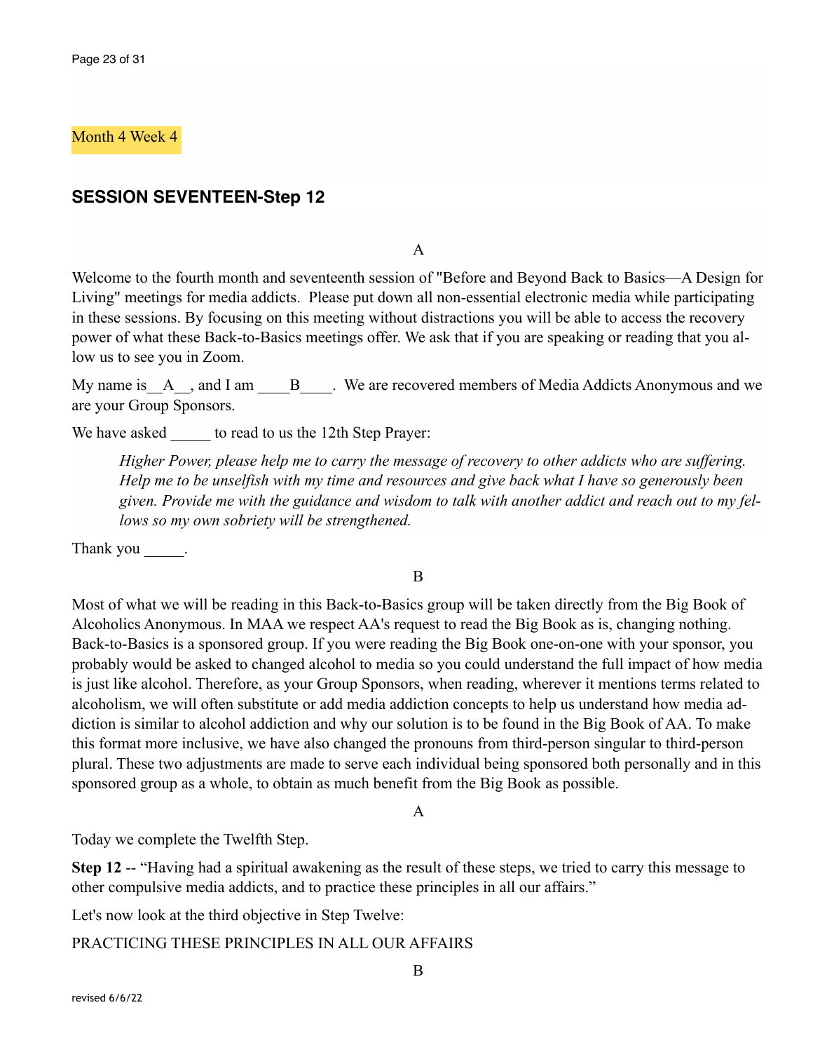Month 4 Week 4

## SESSION SEVENTEEN-Step 12

A

Welcome to the fourth month and seventeenth session of "Before and Beyond Back to Basics—A Design for Living" meetings for media addicts. Please put down all non-essential electronic media while participating in these sessions. By focusing on this meeting without distractions you will be able to access the recovery power of what these Back-to-Basics meetings offer. We ask that if you are speaking or reading that you allow us to see you in Zoom.

My name is__A__, and I am ____B____. We are recovered members of Media Addicts Anonymous and we are your Group Sponsors.

We have asked _____ to read to us the 12th Step Prayer:

> *Higher Power, please help me to carry the message of recovery to other addicts who are suffering. Help me to be unselfish with my time and resources and give back what I have so generously been given. Provide me with the guidance and wisdom to talk with another addict and reach out to my fellows so my own sobriety will be strengthened.*

Thank you _____.

B

Most of what we will be reading in this Back-to-Basics group will be taken directly from the Big Book of Alcoholics Anonymous. In MAA we respect AA's request to read the Big Book as is, changing nothing. Back-to-Basics is a sponsored group. If you were reading the Big Book one-on-one with your sponsor, you probably would be asked to changed alcohol to media so you could understand the full impact of how media is just like alcohol. Therefore, as your Group Sponsors, when reading, wherever it mentions terms related to alcoholism, we will often substitute or add media addiction concepts to help us understand how media addiction is similar to alcohol addiction and why our solution is to be found in the Big Book of AA. To make this format more inclusive, we have also changed the pronouns from third-person singular to third-person plural. These two adjustments are made to serve each individual being sponsored both personally and in this sponsored group as a whole, to obtain as much benefit from the Big Book as possible.

A

Today we complete the Twelfth Step.

**Step 12** -- "Having had a spiritual awakening as the result of these steps, we tried to carry this message to other compulsive media addicts, and to practice these principles in all our affairs."

Let's now look at the third objective in Step Twelve:

PRACTICING THESE PRINCIPLES IN ALL OUR AFFAIRS

B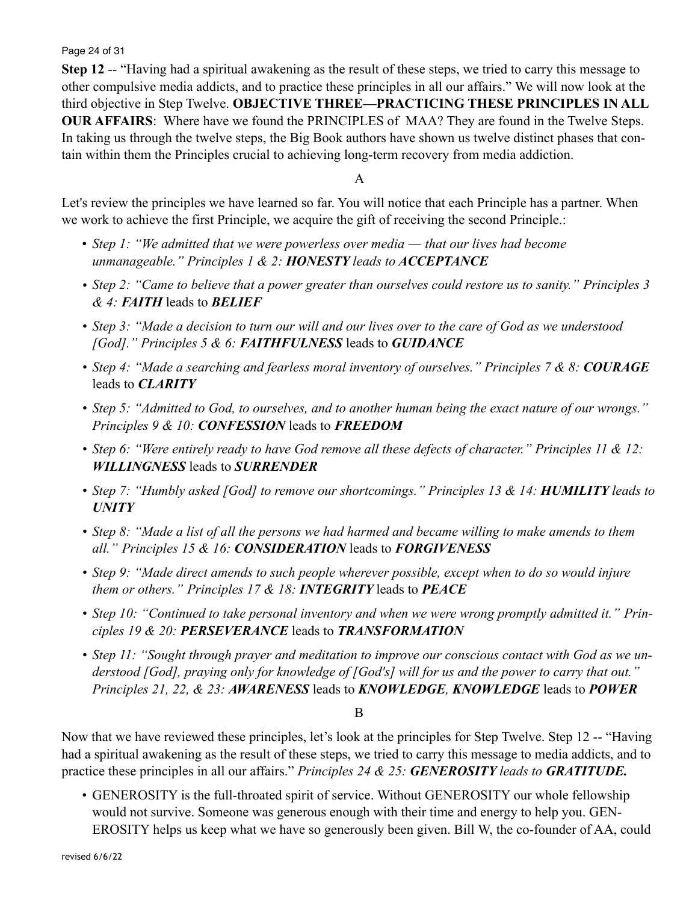**Step 12** -- "Having had a spiritual awakening as the result of these steps, we tried to carry this message to other compulsive media addicts, and to practice these principles in all our affairs." We will now look at the third objective in Step Twelve. **OBJECTIVE THREE—PRACTICING THESE PRINCIPLES IN ALL OUR AFFAIRS**: Where have we found the PRINCIPLES of MAA? They are found in the Twelve Steps. In taking us through the twelve steps, the Big Book authors have shown us twelve distinct phases that contain within them the Principles crucial to achieving long-term recovery from media addiction.

A

Let's review the principles we have learned so far. You will notice that each Principle has a partner. When we work to achieve the first Principle, we acquire the gift of receiving the second Principle.:

- *Step 1: "We admitted that we were powerless over media — that our lives had become unmanageable." Principles 1 & 2: **HONESTY** leads to **ACCEPTANCE***
- *Step 2: "Came to believe that a power greater than ourselves could restore us to sanity." Principles 3 & 4: **FAITH*** leads to ***BELIEF***
- *Step 3: "Made a decision to turn our will and our lives over to the care of God as we understood [God]." Principles 5 & 6: **FAITHFULNESS*** leads to ***GUIDANCE***
- *Step 4: "Made a searching and fearless moral inventory of ourselves." Principles 7 & 8: **COURAGE*** leads to ***CLARITY***
- *Step 5: "Admitted to God, to ourselves, and to another human being the exact nature of our wrongs." Principles 9 & 10: **CONFESSION*** leads to ***FREEDOM***
- *Step 6: "Were entirely ready to have God remove all these defects of character." Principles 11 & 12: **WILLINGNESS*** leads to ***SURRENDER***
- *Step 7: "Humbly asked [God] to remove our shortcomings." Principles 13 & 14: **HUMILITY** leads to **UNITY***
- *Step 8: "Made a list of all the persons we had harmed and became willing to make amends to them all." Principles 15 & 16: **CONSIDERATION*** leads to ***FORGIVENESS***
- *Step 9: "Made direct amends to such people wherever possible, except when to do so would injure them or others." Principles 17 & 18: **INTEGRITY*** leads to ***PEACE***
- *Step 10: "Continued to take personal inventory and when we were wrong promptly admitted it." Principles 19 & 20: **PERSEVERANCE*** leads to ***TRANSFORMATION***
- *Step 11: "Sought through prayer and meditation to improve our conscious contact with God as we understood [God], praying only for knowledge of [God's] will for us and the power to carry that out." Principles 21, 22, & 23: **AWARENESS*** leads to ***KNOWLEDGE**, **KNOWLEDGE*** leads to ***POWER***

B

Now that we have reviewed these principles, let's look at the principles for Step Twelve. Step 12 -- "Having had a spiritual awakening as the result of these steps, we tried to carry this message to media addicts, and to practice these principles in all our affairs." *Principles 24 & 25: **GENEROSITY** leads to **GRATITUDE.***

- GENEROSITY is the full-throated spirit of service. Without GENEROSITY our whole fellowship would not survive. Someone was generous enough with their time and energy to help you. GENEROSITY helps us keep what we have so generously been given. Bill W, the co-founder of AA, could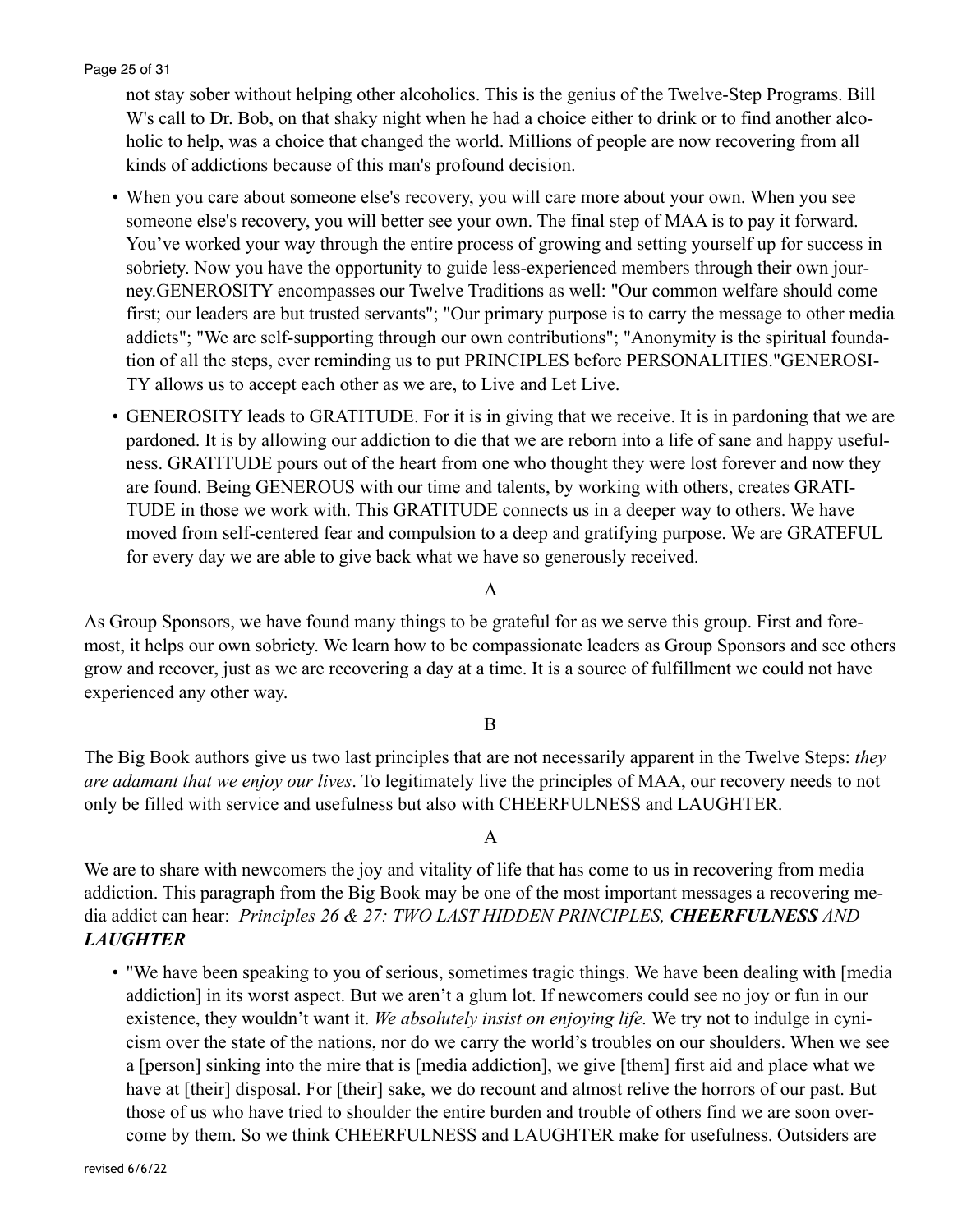not stay sober without helping other alcoholics. This is the genius of the Twelve-Step Programs. Bill W's call to Dr. Bob, on that shaky night when he had a choice either to drink or to find another alcoholic to help, was a choice that changed the world. Millions of people are now recovering from all kinds of addictions because of this man's profound decision.

- When you care about someone else's recovery, you will care more about your own. When you see someone else's recovery, you will better see your own. The final step of MAA is to pay it forward. You've worked your way through the entire process of growing and setting yourself up for success in sobriety. Now you have the opportunity to guide less-experienced members through their own journey.GENEROSITY encompasses our Twelve Traditions as well: "Our common welfare should come first; our leaders are but trusted servants"; "Our primary purpose is to carry the message to other media addicts"; "We are self-supporting through our own contributions"; "Anonymity is the spiritual foundation of all the steps, ever reminding us to put PRINCIPLES before PERSONALITIES."GENEROSITY allows us to accept each other as we are, to Live and Let Live.
- GENEROSITY leads to GRATITUDE. For it is in giving that we receive. It is in pardoning that we are pardoned. It is by allowing our addiction to die that we are reborn into a life of sane and happy usefulness. GRATITUDE pours out of the heart from one who thought they were lost forever and now they are found. Being GENEROUS with our time and talents, by working with others, creates GRATITUDE in those we work with. This GRATITUDE connects us in a deeper way to others. We have moved from self-centered fear and compulsion to a deep and gratifying purpose. We are GRATEFUL for every day we are able to give back what we have so generously received.

A

As Group Sponsors, we have found many things to be grateful for as we serve this group. First and foremost, it helps our own sobriety. We learn how to be compassionate leaders as Group Sponsors and see others grow and recover, just as we are recovering a day at a time. It is a source of fulfillment we could not have experienced any other way.

B

The Big Book authors give us two last principles that are not necessarily apparent in the Twelve Steps: *they are adamant that we enjoy our lives*. To legitimately live the principles of MAA, our recovery needs to not only be filled with service and usefulness but also with CHEERFULNESS and LAUGHTER.

A

We are to share with newcomers the joy and vitality of life that has come to us in recovering from media addiction. This paragraph from the Big Book may be one of the most important messages a recovering media addict can hear: *Principles 26 & 27: TWO LAST HIDDEN PRINCIPLES, **CHEERFULNESS** AND **LAUGHTER***

- "We have been speaking to you of serious, sometimes tragic things. We have been dealing with [media addiction] in its worst aspect. But we aren't a glum lot. If newcomers could see no joy or fun in our existence, they wouldn't want it. *We absolutely insist on enjoying life.* We try not to indulge in cynicism over the state of the nations, nor do we carry the world's troubles on our shoulders. When we see a [person] sinking into the mire that is [media addiction], we give [them] first aid and place what we have at [their] disposal. For [their] sake, we do recount and almost relive the horrors of our past. But those of us who have tried to shoulder the entire burden and trouble of others find we are soon overcome by them. So we think CHEERFULNESS and LAUGHTER make for usefulness. Outsiders are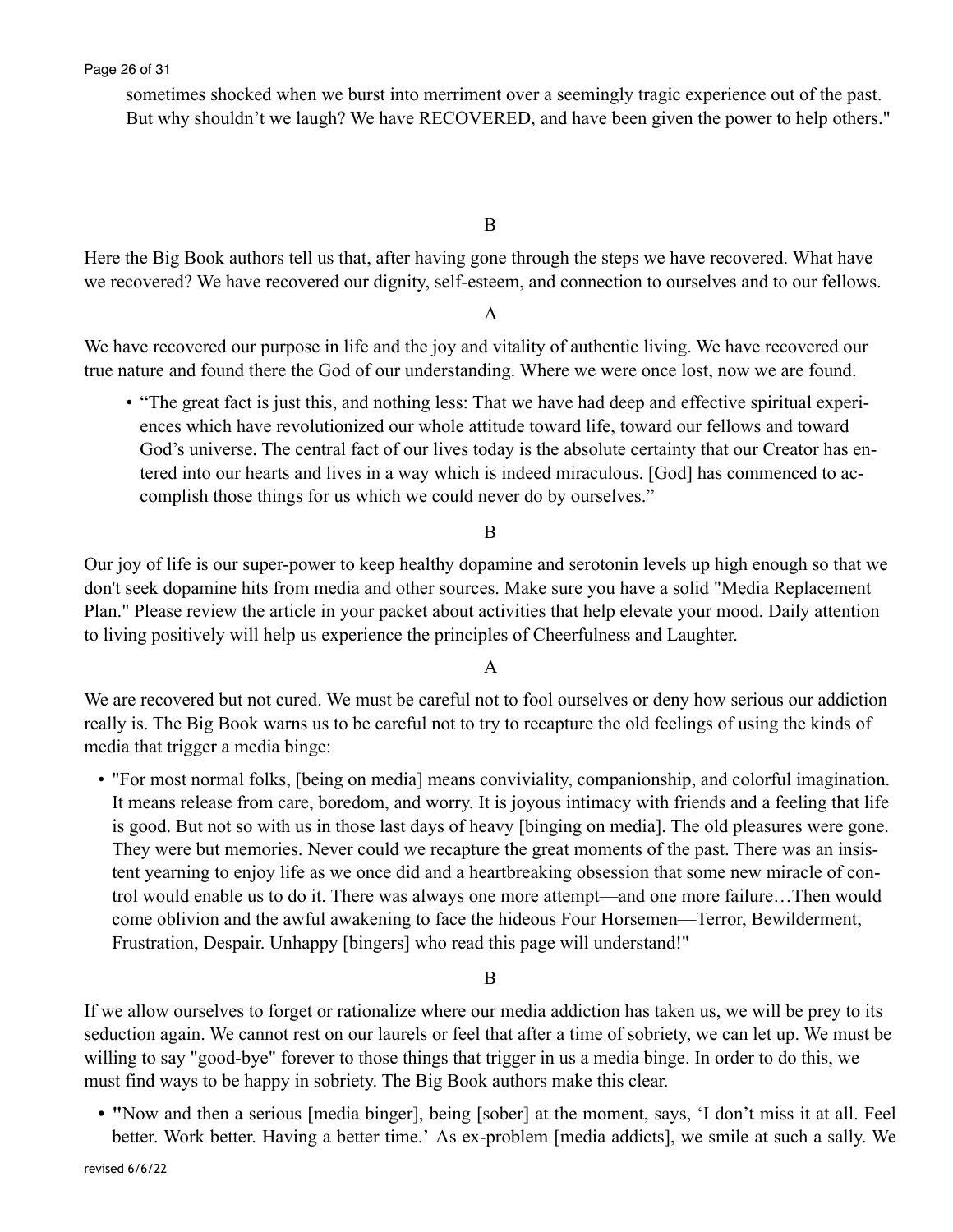sometimes shocked when we burst into merriment over a seemingly tragic experience out of the past. But why shouldn't we laugh? We have RECOVERED, and have been given the power to help others."

B

Here the Big Book authors tell us that, after having gone through the steps we have recovered. What have we recovered? We have recovered our dignity, self-esteem, and connection to ourselves and to our fellows.

A

We have recovered our purpose in life and the joy and vitality of authentic living. We have recovered our true nature and found there the God of our understanding. Where we were once lost, now we are found.

- "The great fact is just this, and nothing less: That we have had deep and effective spiritual experiences which have revolutionized our whole attitude toward life, toward our fellows and toward God's universe. The central fact of our lives today is the absolute certainty that our Creator has entered into our hearts and lives in a way which is indeed miraculous. [God] has commenced to accomplish those things for us which we could never do by ourselves."

B

Our joy of life is our super-power to keep healthy dopamine and serotonin levels up high enough so that we don't seek dopamine hits from media and other sources. Make sure you have a solid "Media Replacement Plan." Please review the article in your packet about activities that help elevate your mood. Daily attention to living positively will help us experience the principles of Cheerfulness and Laughter.

A

We are recovered but not cured. We must be careful not to fool ourselves or deny how serious our addiction really is. The Big Book warns us to be careful not to try to recapture the old feelings of using the kinds of media that trigger a media binge:

- "For most normal folks, [being on media] means conviviality, companionship, and colorful imagination. It means release from care, boredom, and worry. It is joyous intimacy with friends and a feeling that life is good. But not so with us in those last days of heavy [binging on media]. The old pleasures were gone. They were but memories. Never could we recapture the great moments of the past. There was an insistent yearning to enjoy life as we once did and a heartbreaking obsession that some new miracle of control would enable us to do it. There was always one more attempt—and one more failure…Then would come oblivion and the awful awakening to face the hideous Four Horsemen—Terror, Bewilderment, Frustration, Despair. Unhappy [bingers] who read this page will understand!"

B

If we allow ourselves to forget or rationalize where our media addiction has taken us, we will be prey to its seduction again. We cannot rest on our laurels or feel that after a time of sobriety, we can let up. We must be willing to say "good-bye" forever to those things that trigger in us a media binge. In order to do this, we must find ways to be happy in sobriety. The Big Book authors make this clear.

- "Now and then a serious [media binger], being [sober] at the moment, says, 'I don't miss it at all. Feel better. Work better. Having a better time.' As ex-problem [media addicts], we smile at such a sally. We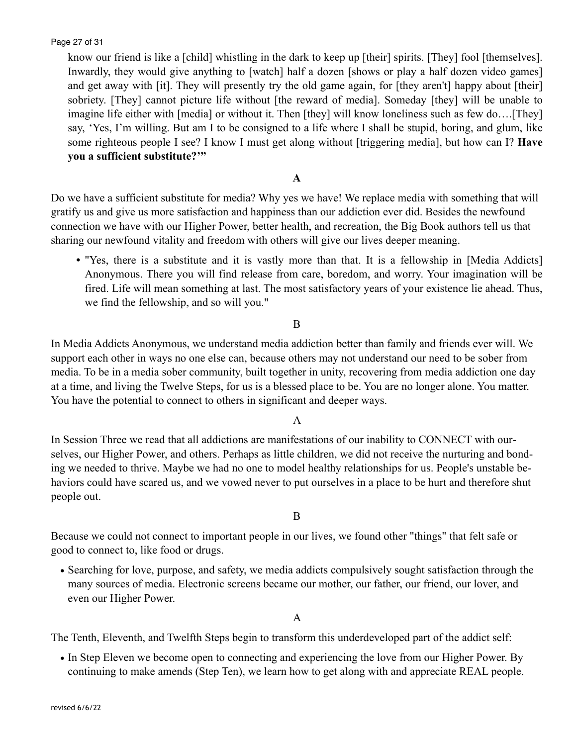know our friend is like a [child] whistling in the dark to keep up [their] spirits. [They] fool [themselves]. Inwardly, they would give anything to [watch] half a dozen [shows or play a half dozen video games] and get away with [it]. They will presently try the old game again, for [they aren't] happy about [their] sobriety. [They] cannot picture life without [the reward of media]. Someday [they] will be unable to imagine life either with [media] or without it. Then [they] will know loneliness such as few do….[They] say, 'Yes, I'm willing. But am I to be consigned to a life where I shall be stupid, boring, and glum, like some righteous people I see? I know I must get along without [triggering media], but how can I? **Have you a sufficient substitute?'"**

**A**

Do we have a sufficient substitute for media? Why yes we have! We replace media with something that will gratify us and give us more satisfaction and happiness than our addiction ever did. Besides the newfound connection we have with our Higher Power, better health, and recreation, the Big Book authors tell us that sharing our newfound vitality and freedom with others will give our lives deeper meaning.

- "Yes, there is a substitute and it is vastly more than that. It is a fellowship in [Media Addicts] Anonymous. There you will find release from care, boredom, and worry. Your imagination will be fired. Life will mean something at last. The most satisfactory years of your existence lie ahead. Thus, we find the fellowship, and so will you."

B

In Media Addicts Anonymous, we understand media addiction better than family and friends ever will. We support each other in ways no one else can, because others may not understand our need to be sober from media. To be in a media sober community, built together in unity, recovering from media addiction one day at a time, and living the Twelve Steps, for us is a blessed place to be. You are no longer alone. You matter. You have the potential to connect to others in significant and deeper ways.

A

In Session Three we read that all addictions are manifestations of our inability to CONNECT with ourselves, our Higher Power, and others. Perhaps as little children, we did not receive the nurturing and bonding we needed to thrive. Maybe we had no one to model healthy relationships for us. People's unstable behaviors could have scared us, and we vowed never to put ourselves in a place to be hurt and therefore shut people out.

B

Because we could not connect to important people in our lives, we found other "things" that felt safe or good to connect to, like food or drugs.

- Searching for love, purpose, and safety, we media addicts compulsively sought satisfaction through the many sources of media. Electronic screens became our mother, our father, our friend, our lover, and even our Higher Power.

A

The Tenth, Eleventh, and Twelfth Steps begin to transform this underdeveloped part of the addict self:

- In Step Eleven we become open to connecting and experiencing the love from our Higher Power. By continuing to make amends (Step Ten), we learn how to get along with and appreciate REAL people.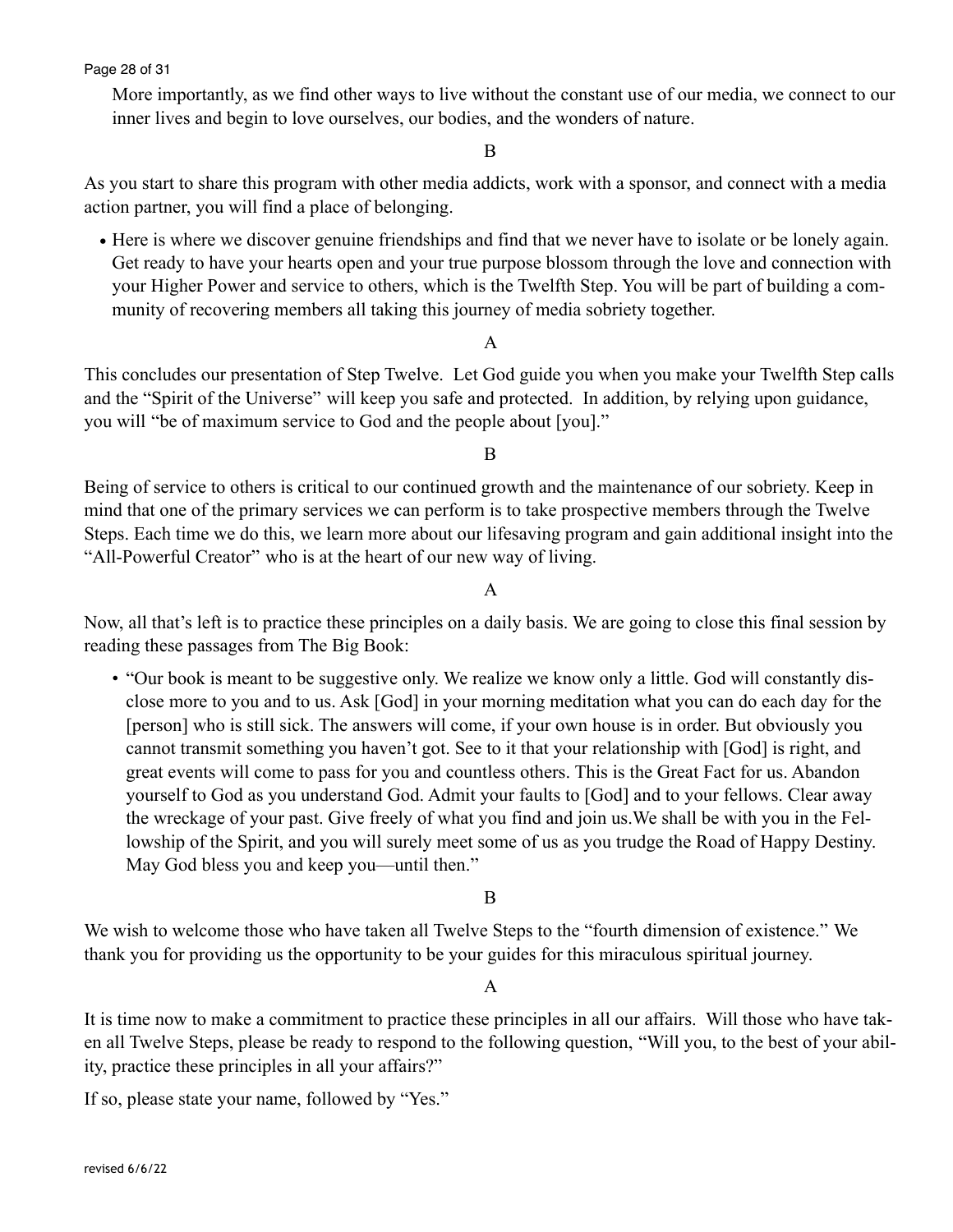More importantly, as we find other ways to live without the constant use of our media, we connect to our inner lives and begin to love ourselves, our bodies, and the wonders of nature.

B

As you start to share this program with other media addicts, work with a sponsor, and connect with a media action partner, you will find a place of belonging.

- Here is where we discover genuine friendships and find that we never have to isolate or be lonely again. Get ready to have your hearts open and your true purpose blossom through the love and connection with your Higher Power and service to others, which is the Twelfth Step. You will be part of building a community of recovering members all taking this journey of media sobriety together.

A

This concludes our presentation of Step Twelve. Let God guide you when you make your Twelfth Step calls and the "Spirit of the Universe" will keep you safe and protected. In addition, by relying upon guidance, you will "be of maximum service to God and the people about [you]."

B

Being of service to others is critical to our continued growth and the maintenance of our sobriety. Keep in mind that one of the primary services we can perform is to take prospective members through the Twelve Steps. Each time we do this, we learn more about our lifesaving program and gain additional insight into the "All-Powerful Creator" who is at the heart of our new way of living.

A

Now, all that's left is to practice these principles on a daily basis. We are going to close this final session by reading these passages from The Big Book:

- "Our book is meant to be suggestive only. We realize we know only a little. God will constantly disclose more to you and to us. Ask [God] in your morning meditation what you can do each day for the [person] who is still sick. The answers will come, if your own house is in order. But obviously you cannot transmit something you haven't got. See to it that your relationship with [God] is right, and great events will come to pass for you and countless others. This is the Great Fact for us. Abandon yourself to God as you understand God. Admit your faults to [God] and to your fellows. Clear away the wreckage of your past. Give freely of what you find and join us.We shall be with you in the Fellowship of the Spirit, and you will surely meet some of us as you trudge the Road of Happy Destiny. May God bless you and keep you—until then."

B

We wish to welcome those who have taken all Twelve Steps to the "fourth dimension of existence." We thank you for providing us the opportunity to be your guides for this miraculous spiritual journey.

A

It is time now to make a commitment to practice these principles in all our affairs. Will those who have taken all Twelve Steps, please be ready to respond to the following question, "Will you, to the best of your ability, practice these principles in all your affairs?"

If so, please state your name, followed by "Yes."

revised 6/6/22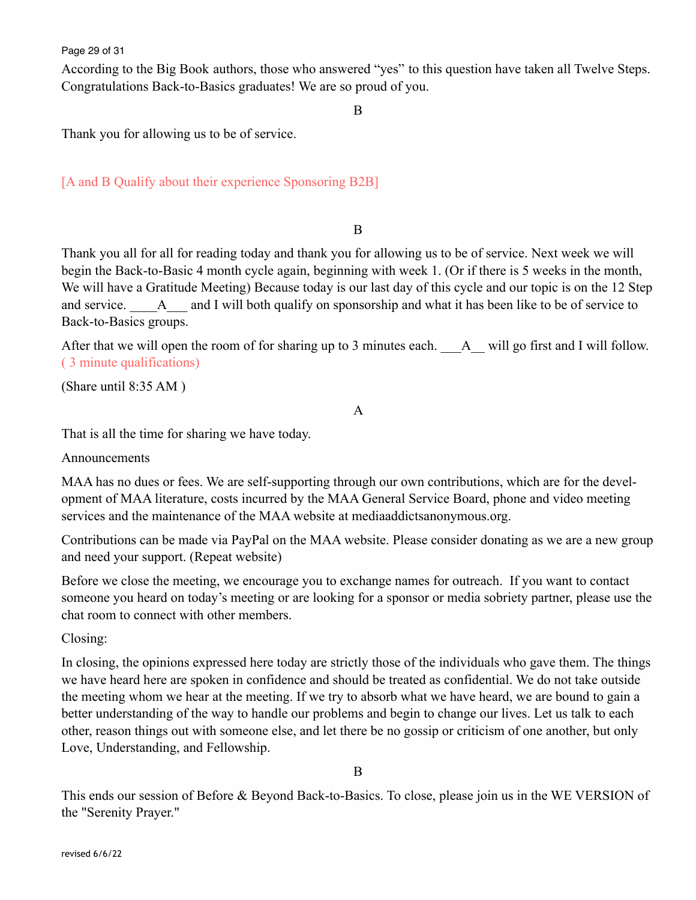According to the Big Book authors, those who answered "yes" to this question have taken all Twelve Steps. Congratulations Back-to-Basics graduates! We are so proud of you.

B

Thank you for allowing us to be of service.

[A and B Qualify about their experience Sponsoring B2B]

B

Thank you all for all for reading today and thank you for allowing us to be of service. Next week we will begin the Back-to-Basic 4 month cycle again, beginning with week 1. (Or if there is 5 weeks in the month, We will have a Gratitude Meeting) Because today is our last day of this cycle and our topic is on the 12 Step and service. ____A___ and I will both qualify on sponsorship and what it has been like to be of service to Back-to-Basics groups.

After that we will open the room of for sharing up to 3 minutes each. ___A__ will go first and I will follow. ( 3 minute qualifications)

(Share until 8:35 AM )

A

That is all the time for sharing we have today.

Announcements

MAA has no dues or fees. We are self-supporting through our own contributions, which are for the development of MAA literature, costs incurred by the MAA General Service Board, phone and video meeting services and the maintenance of the MAA website at mediaaddictsanonymous.org.

Contributions can be made via PayPal on the MAA website. Please consider donating as we are a new group and need your support. (Repeat website)

Before we close the meeting, we encourage you to exchange names for outreach. If you want to contact someone you heard on today's meeting or are looking for a sponsor or media sobriety partner, please use the chat room to connect with other members.

Closing:

In closing, the opinions expressed here today are strictly those of the individuals who gave them. The things we have heard here are spoken in confidence and should be treated as confidential. We do not take outside the meeting whom we hear at the meeting. If we try to absorb what we have heard, we are bound to gain a better understanding of the way to handle our problems and begin to change our lives. Let us talk to each other, reason things out with someone else, and let there be no gossip or criticism of one another, but only Love, Understanding, and Fellowship.

B

This ends our session of Before & Beyond Back-to-Basics. To close, please join us in the WE VERSION of the "Serenity Prayer."

revised 6/6/22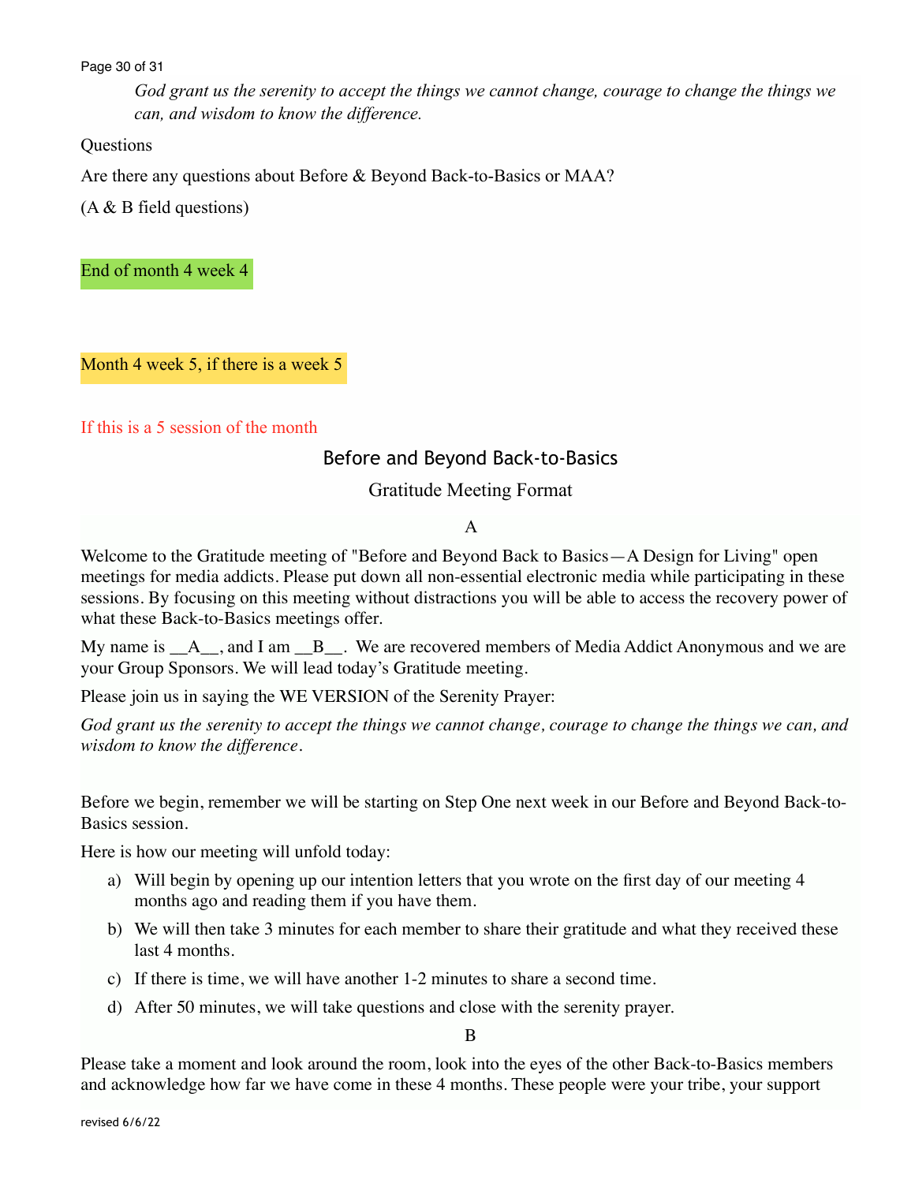*God grant us the serenity to accept the things we cannot change, courage to change the things we can, and wisdom to know the difference.*

Questions

Are there any questions about Before & Beyond Back-to-Basics or MAA?

(A & B field questions)

End of month 4 week 4

Month 4 week 5, if there is a week 5

If this is a 5 session of the month

## Before and Beyond Back-to-Basics

### Gratitude Meeting Format

A

Welcome to the Gratitude meeting of "Before and Beyond Back to Basics—A Design for Living" open meetings for media addicts. Please put down all non-essential electronic media while participating in these sessions. By focusing on this meeting without distractions you will be able to access the recovery power of what these Back-to-Basics meetings offer.

My name is __A__, and I am __B__. We are recovered members of Media Addict Anonymous and we are your Group Sponsors. We will lead today's Gratitude meeting.

Please join us in saying the WE VERSION of the Serenity Prayer:

*God grant us the serenity to accept the things we cannot change, courage to change the things we can, and wisdom to know the difference.*

Before we begin, remember we will be starting on Step One next week in our Before and Beyond Back-to-Basics session.

Here is how our meeting will unfold today:

a) Will begin by opening up our intention letters that you wrote on the first day of our meeting 4 months ago and reading them if you have them.
b) We will then take 3 minutes for each member to share their gratitude and what they received these last 4 months.
c) If there is time, we will have another 1-2 minutes to share a second time.
d) After 50 minutes, we will take questions and close with the serenity prayer.

B

Please take a moment and look around the room, look into the eyes of the other Back-to-Basics members and acknowledge how far we have come in these 4 months. These people were your tribe, your support

revised 6/6/22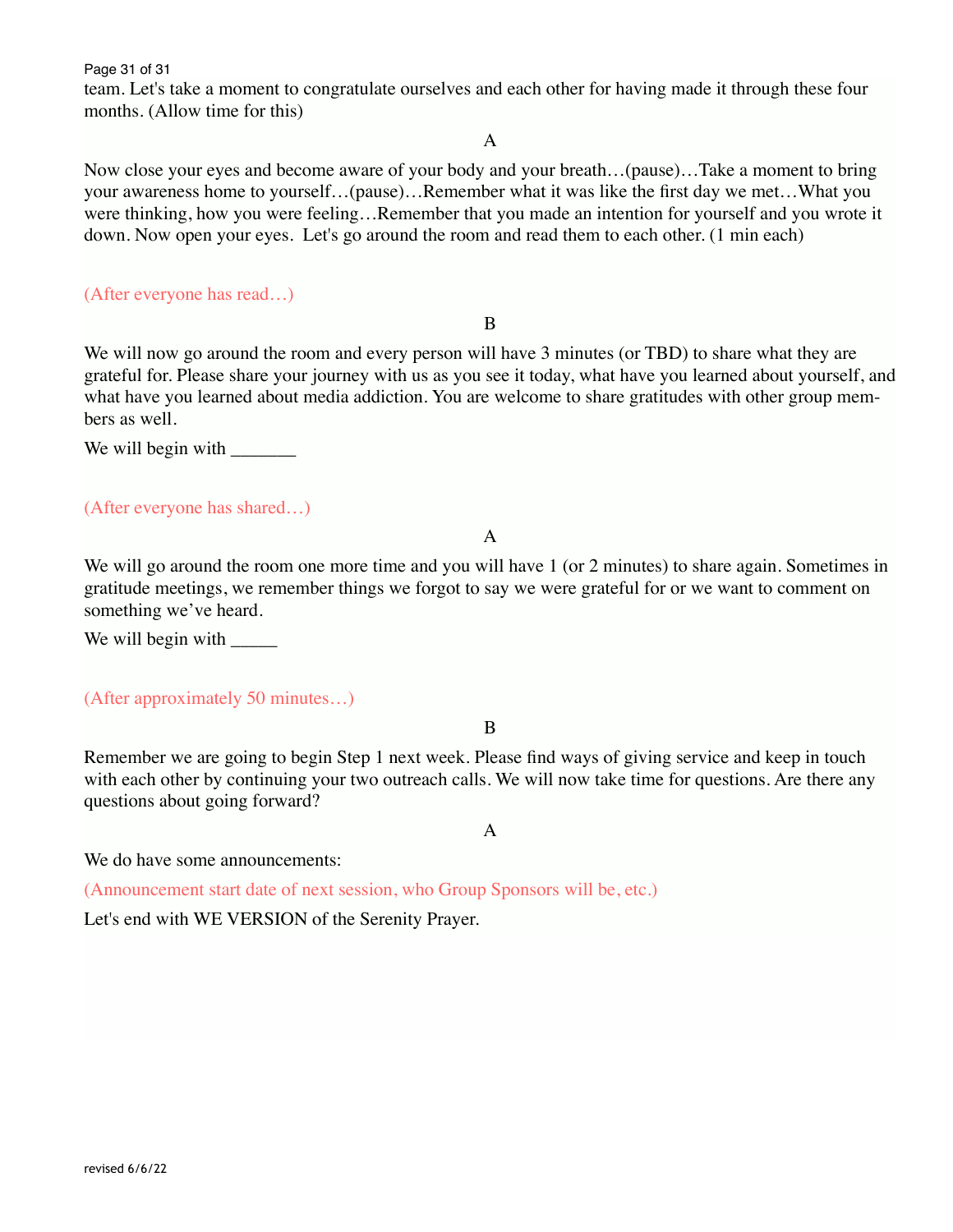team. Let's take a moment to congratulate ourselves and each other for having made it through these four months. (Allow time for this)

A

Now close your eyes and become aware of your body and your breath…(pause)…Take a moment to bring your awareness home to yourself…(pause)…Remember what it was like the first day we met…What you were thinking, how you were feeling…Remember that you made an intention for yourself and you wrote it down. Now open your eyes. Let's go around the room and read them to each other. (1 min each)

(After everyone has read…)

B

We will now go around the room and every person will have 3 minutes (or TBD) to share what they are grateful for. Please share your journey with us as you see it today, what have you learned about yourself, and what have you learned about media addiction. You are welcome to share gratitudes with other group members as well.

We will begin with _______

(After everyone has shared…)

A

We will go around the room one more time and you will have 1 (or 2 minutes) to share again. Sometimes in gratitude meetings, we remember things we forgot to say we were grateful for or we want to comment on something we've heard.

We will begin with _____

(After approximately 50 minutes…)

B

Remember we are going to begin Step 1 next week. Please find ways of giving service and keep in touch with each other by continuing your two outreach calls. We will now take time for questions. Are there any questions about going forward?

A

We do have some announcements:

(Announcement start date of next session, who Group Sponsors will be, etc.)

Let's end with WE VERSION of the Serenity Prayer.

revised 6/6/22